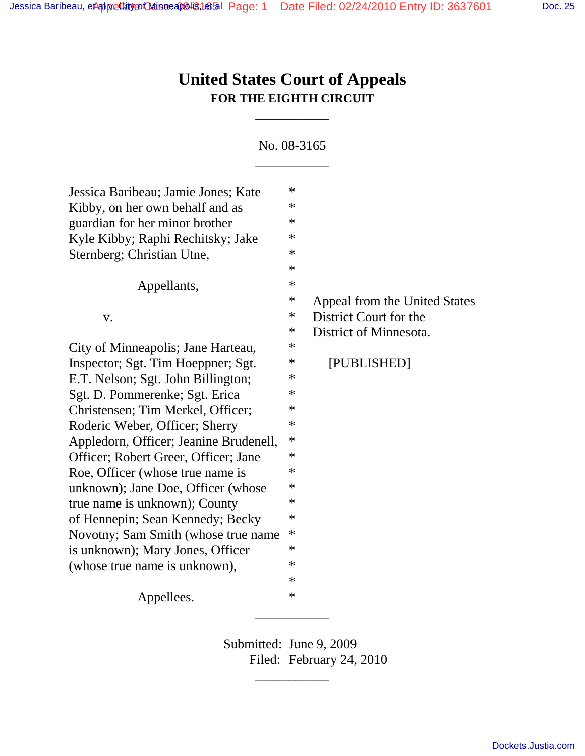# United States Court of Appeals
## FOR THE EIGHTH CIRCUIT

---

No. 08-3165

---

Jessica Baribeau; Jamie Jones; Kate Kibby, on her own behalf and as guardian for her minor brother Kyle Kibby; Raphi Rechitsky; Jake Sternberg; Christian Utne,

Appellants,

v.

City of Minneapolis; Jane Harteau, Inspector; Sgt. Tim Hoeppner; Sgt. E.T. Nelson; Sgt. John Billington; Sgt. D. Pommerenke; Sgt. Erica Christensen; Tim Merkel, Officer; Roderic Weber, Officer; Sherry Appledorn, Officer; Jeanine Brudenell, Officer; Robert Greer, Officer; Jane Roe, Officer (whose true name is unknown); Jane Doe, Officer (whose true name is unknown); County of Hennepin; Sean Kennedy; Becky Novotny; Sam Smith (whose true name is unknown); Mary Jones, Officer (whose true name is unknown),

Appellees.

Appeal from the United States District Court for the District of Minnesota.

[PUBLISHED]

---

Submitted: June 9, 2009
Filed: February 24, 2010

---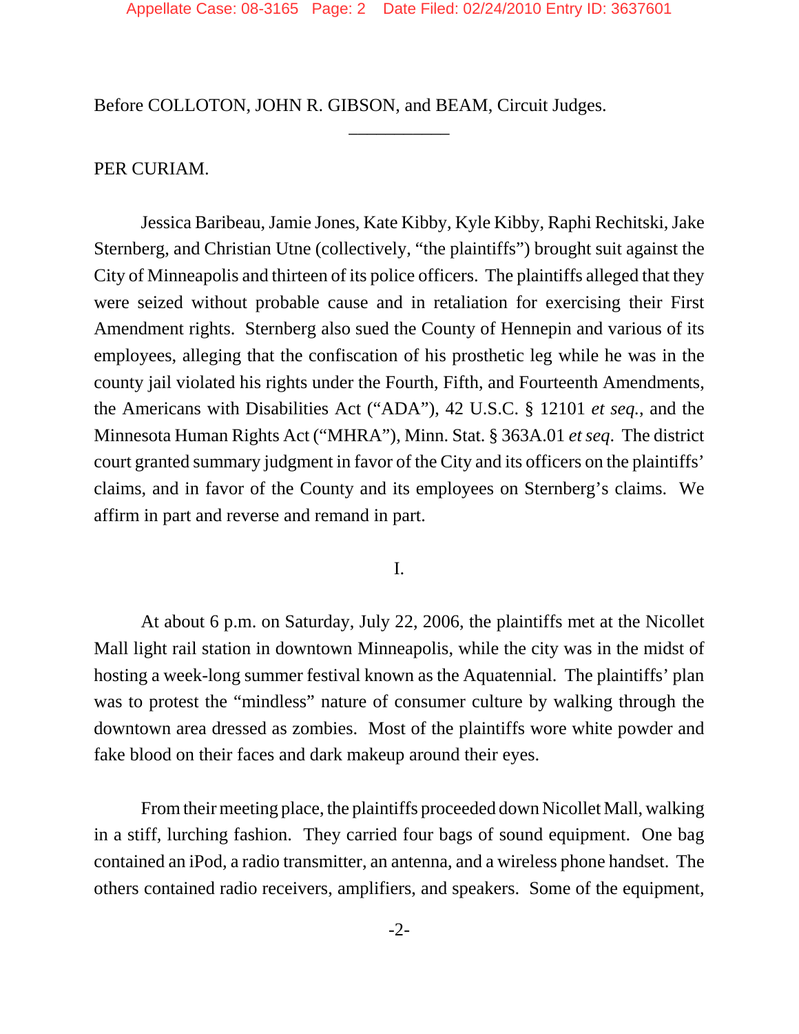Before COLLOTON, JOHN R. GIBSON, and BEAM, Circuit Judges.

---

PER CURIAM.

Jessica Baribeau, Jamie Jones, Kate Kibby, Kyle Kibby, Raphi Rechitski, Jake Sternberg, and Christian Utne (collectively, "the plaintiffs") brought suit against the City of Minneapolis and thirteen of its police officers. The plaintiffs alleged that they were seized without probable cause and in retaliation for exercising their First Amendment rights. Sternberg also sued the County of Hennepin and various of its employees, alleging that the confiscation of his prosthetic leg while he was in the county jail violated his rights under the Fourth, Fifth, and Fourteenth Amendments, the Americans with Disabilities Act ("ADA"), 42 U.S.C. § 12101 *et seq.*, and the Minnesota Human Rights Act ("MHRA"), Minn. Stat. § 363A.01 *et seq*. The district court granted summary judgment in favor of the City and its officers on the plaintiffs' claims, and in favor of the County and its employees on Sternberg's claims. We affirm in part and reverse and remand in part.

I.

At about 6 p.m. on Saturday, July 22, 2006, the plaintiffs met at the Nicollet Mall light rail station in downtown Minneapolis, while the city was in the midst of hosting a week-long summer festival known as the Aquatennial. The plaintiffs' plan was to protest the "mindless" nature of consumer culture by walking through the downtown area dressed as zombies. Most of the plaintiffs wore white powder and fake blood on their faces and dark makeup around their eyes.

From their meeting place, the plaintiffs proceeded down Nicollet Mall, walking in a stiff, lurching fashion. They carried four bags of sound equipment. One bag contained an iPod, a radio transmitter, an antenna, and a wireless phone handset. The others contained radio receivers, amplifiers, and speakers. Some of the equipment,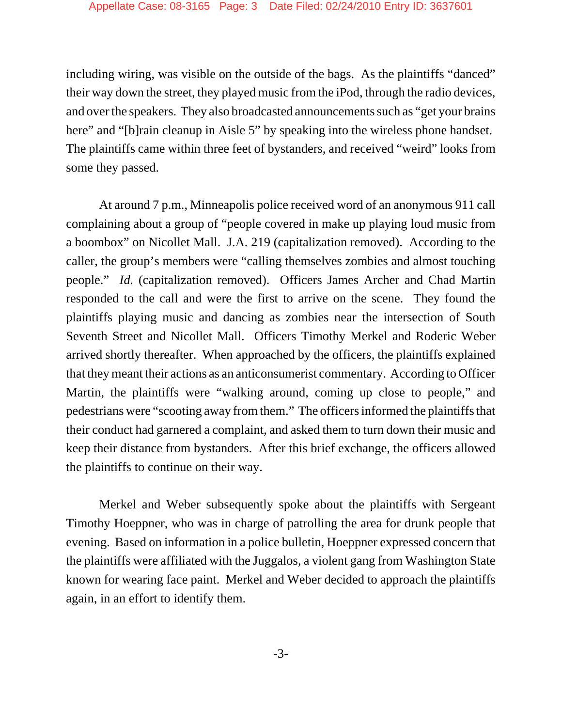including wiring, was visible on the outside of the bags. As the plaintiffs "danced" their way down the street, they played music from the iPod, through the radio devices, and over the speakers. They also broadcasted announcements such as "get your brains here" and "[b]rain cleanup in Aisle 5" by speaking into the wireless phone handset. The plaintiffs came within three feet of bystanders, and received "weird" looks from some they passed.

At around 7 p.m., Minneapolis police received word of an anonymous 911 call complaining about a group of "people covered in make up playing loud music from a boombox" on Nicollet Mall. J.A. 219 (capitalization removed). According to the caller, the group's members were "calling themselves zombies and almost touching people." *Id.* (capitalization removed). Officers James Archer and Chad Martin responded to the call and were the first to arrive on the scene. They found the plaintiffs playing music and dancing as zombies near the intersection of South Seventh Street and Nicollet Mall. Officers Timothy Merkel and Roderic Weber arrived shortly thereafter. When approached by the officers, the plaintiffs explained that they meant their actions as an anticonsumerist commentary. According to Officer Martin, the plaintiffs were "walking around, coming up close to people," and pedestrians were "scooting away from them." The officers informed the plaintiffs that their conduct had garnered a complaint, and asked them to turn down their music and keep their distance from bystanders. After this brief exchange, the officers allowed the plaintiffs to continue on their way.

Merkel and Weber subsequently spoke about the plaintiffs with Sergeant Timothy Hoeppner, who was in charge of patrolling the area for drunk people that evening. Based on information in a police bulletin, Hoeppner expressed concern that the plaintiffs were affiliated with the Juggalos, a violent gang from Washington State known for wearing face paint. Merkel and Weber decided to approach the plaintiffs again, in an effort to identify them.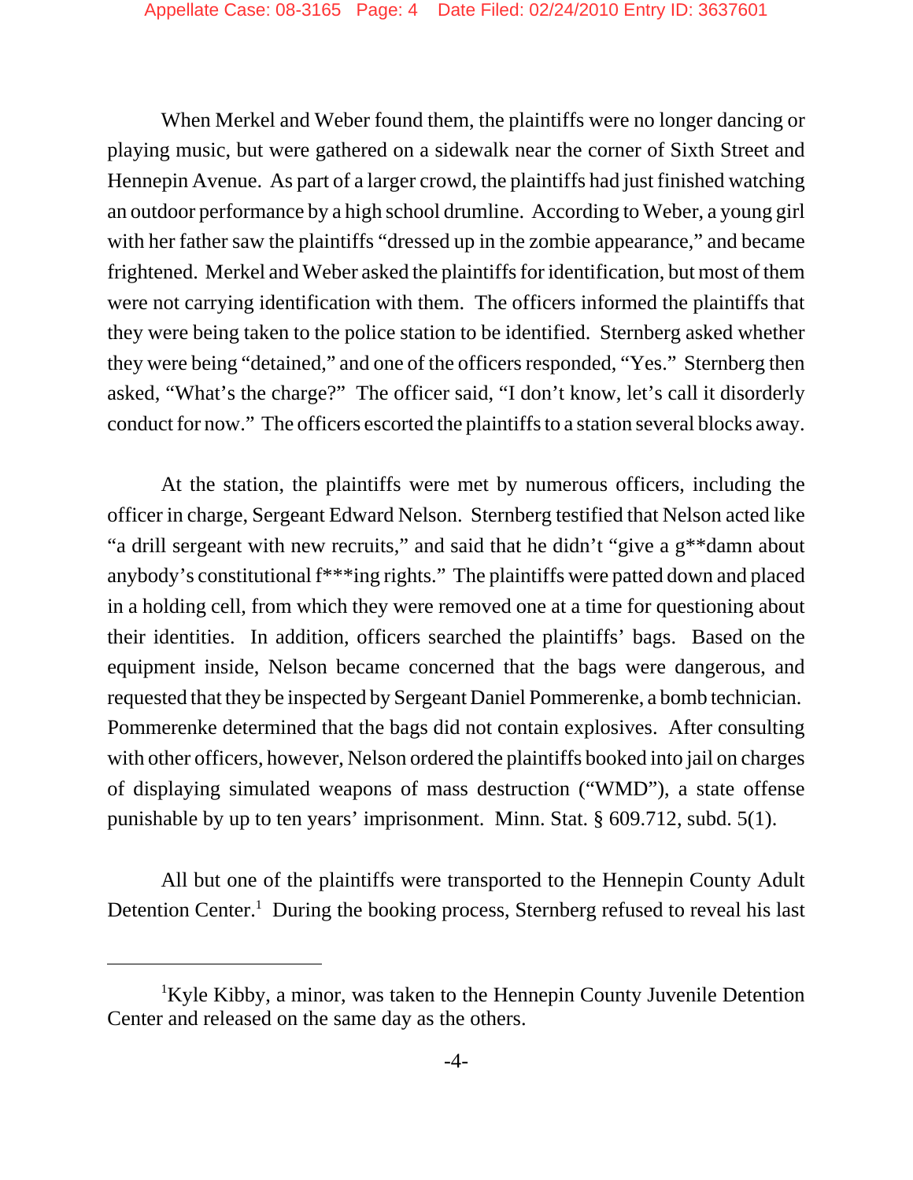When Merkel and Weber found them, the plaintiffs were no longer dancing or playing music, but were gathered on a sidewalk near the corner of Sixth Street and Hennepin Avenue. As part of a larger crowd, the plaintiffs had just finished watching an outdoor performance by a high school drumline. According to Weber, a young girl with her father saw the plaintiffs "dressed up in the zombie appearance," and became frightened. Merkel and Weber asked the plaintiffs for identification, but most of them were not carrying identification with them. The officers informed the plaintiffs that they were being taken to the police station to be identified. Sternberg asked whether they were being "detained," and one of the officers responded, "Yes." Sternberg then asked, "What's the charge?" The officer said, "I don't know, let's call it disorderly conduct for now." The officers escorted the plaintiffs to a station several blocks away.

At the station, the plaintiffs were met by numerous officers, including the officer in charge, Sergeant Edward Nelson. Sternberg testified that Nelson acted like "a drill sergeant with new recruits," and said that he didn't "give a g**damn about anybody's constitutional f***ing rights." The plaintiffs were patted down and placed in a holding cell, from which they were removed one at a time for questioning about their identities. In addition, officers searched the plaintiffs' bags. Based on the equipment inside, Nelson became concerned that the bags were dangerous, and requested that they be inspected by Sergeant Daniel Pommerenke, a bomb technician. Pommerenke determined that the bags did not contain explosives. After consulting with other officers, however, Nelson ordered the plaintiffs booked into jail on charges of displaying simulated weapons of mass destruction ("WMD"), a state offense punishable by up to ten years' imprisonment. Minn. Stat. § 609.712, subd. 5(1).

All but one of the plaintiffs were transported to the Hennepin County Adult Detention Center.[1] During the booking process, Sternberg refused to reveal his last

[1] Kyle Kibby, a minor, was taken to the Hennepin County Juvenile Detention Center and released on the same day as the others.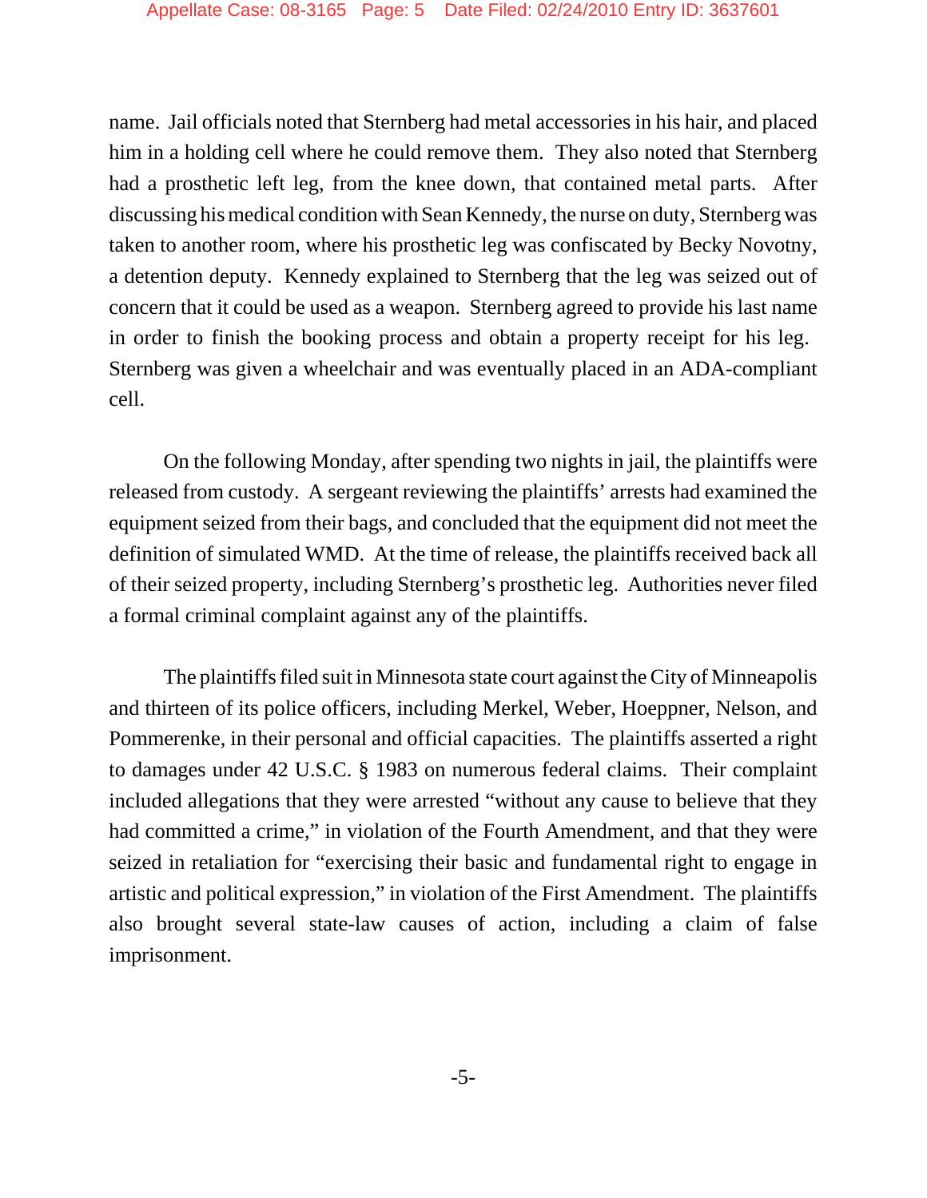name. Jail officials noted that Sternberg had metal accessories in his hair, and placed him in a holding cell where he could remove them. They also noted that Sternberg had a prosthetic left leg, from the knee down, that contained metal parts. After discussing his medical condition with Sean Kennedy, the nurse on duty, Sternberg was taken to another room, where his prosthetic leg was confiscated by Becky Novotny, a detention deputy. Kennedy explained to Sternberg that the leg was seized out of concern that it could be used as a weapon. Sternberg agreed to provide his last name in order to finish the booking process and obtain a property receipt for his leg. Sternberg was given a wheelchair and was eventually placed in an ADA-compliant cell.

On the following Monday, after spending two nights in jail, the plaintiffs were released from custody. A sergeant reviewing the plaintiffs' arrests had examined the equipment seized from their bags, and concluded that the equipment did not meet the definition of simulated WMD. At the time of release, the plaintiffs received back all of their seized property, including Sternberg's prosthetic leg. Authorities never filed a formal criminal complaint against any of the plaintiffs.

The plaintiffs filed suit in Minnesota state court against the City of Minneapolis and thirteen of its police officers, including Merkel, Weber, Hoeppner, Nelson, and Pommerenke, in their personal and official capacities. The plaintiffs asserted a right to damages under 42 U.S.C. § 1983 on numerous federal claims. Their complaint included allegations that they were arrested "without any cause to believe that they had committed a crime," in violation of the Fourth Amendment, and that they were seized in retaliation for "exercising their basic and fundamental right to engage in artistic and political expression," in violation of the First Amendment. The plaintiffs also brought several state-law causes of action, including a claim of false imprisonment.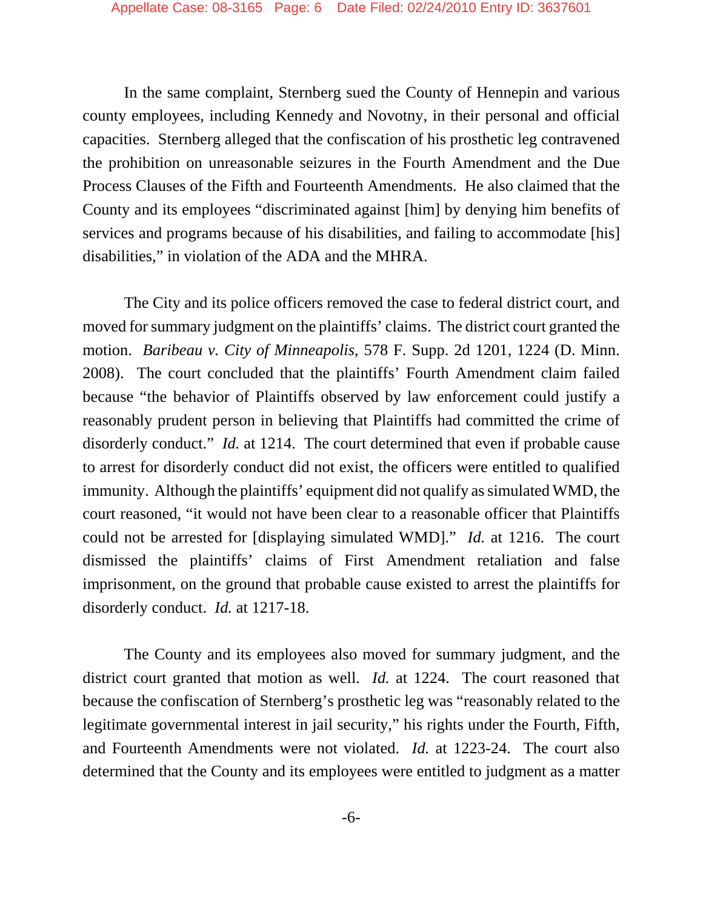In the same complaint, Sternberg sued the County of Hennepin and various county employees, including Kennedy and Novotny, in their personal and official capacities. Sternberg alleged that the confiscation of his prosthetic leg contravened the prohibition on unreasonable seizures in the Fourth Amendment and the Due Process Clauses of the Fifth and Fourteenth Amendments. He also claimed that the County and its employees "discriminated against [him] by denying him benefits of services and programs because of his disabilities, and failing to accommodate [his] disabilities," in violation of the ADA and the MHRA.

The City and its police officers removed the case to federal district court, and moved for summary judgment on the plaintiffs' claims. The district court granted the motion. *Baribeau v. City of Minneapolis*, 578 F. Supp. 2d 1201, 1224 (D. Minn. 2008). The court concluded that the plaintiffs' Fourth Amendment claim failed because "the behavior of Plaintiffs observed by law enforcement could justify a reasonably prudent person in believing that Plaintiffs had committed the crime of disorderly conduct." *Id.* at 1214. The court determined that even if probable cause to arrest for disorderly conduct did not exist, the officers were entitled to qualified immunity. Although the plaintiffs' equipment did not qualify as simulated WMD, the court reasoned, "it would not have been clear to a reasonable officer that Plaintiffs could not be arrested for [displaying simulated WMD]." *Id.* at 1216. The court dismissed the plaintiffs' claims of First Amendment retaliation and false imprisonment, on the ground that probable cause existed to arrest the plaintiffs for disorderly conduct. *Id.* at 1217-18.

The County and its employees also moved for summary judgment, and the district court granted that motion as well. *Id.* at 1224. The court reasoned that because the confiscation of Sternberg's prosthetic leg was "reasonably related to the legitimate governmental interest in jail security," his rights under the Fourth, Fifth, and Fourteenth Amendments were not violated. *Id.* at 1223-24. The court also determined that the County and its employees were entitled to judgment as a matter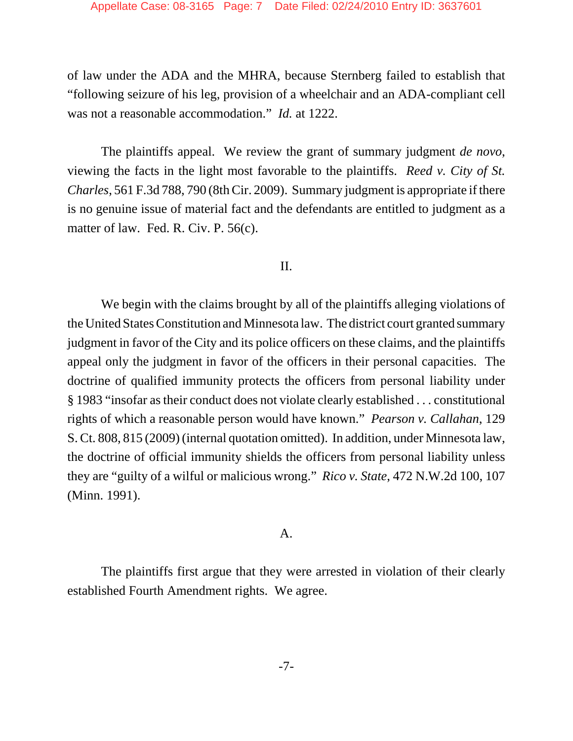of law under the ADA and the MHRA, because Sternberg failed to establish that "following seizure of his leg, provision of a wheelchair and an ADA-compliant cell was not a reasonable accommodation." *Id.* at 1222.

The plaintiffs appeal. We review the grant of summary judgment *de novo*, viewing the facts in the light most favorable to the plaintiffs. *Reed v. City of St. Charles*, 561 F.3d 788, 790 (8th Cir. 2009). Summary judgment is appropriate if there is no genuine issue of material fact and the defendants are entitled to judgment as a matter of law. Fed. R. Civ. P. 56(c).

## II.

We begin with the claims brought by all of the plaintiffs alleging violations of the United States Constitution and Minnesota law. The district court granted summary judgment in favor of the City and its police officers on these claims, and the plaintiffs appeal only the judgment in favor of the officers in their personal capacities. The doctrine of qualified immunity protects the officers from personal liability under § 1983 "insofar as their conduct does not violate clearly established . . . constitutional rights of which a reasonable person would have known." *Pearson v. Callahan*, 129 S. Ct. 808, 815 (2009) (internal quotation omitted). In addition, under Minnesota law, the doctrine of official immunity shields the officers from personal liability unless they are "guilty of a wilful or malicious wrong." *Rico v. State*, 472 N.W.2d 100, 107 (Minn. 1991).

### A.

The plaintiffs first argue that they were arrested in violation of their clearly established Fourth Amendment rights. We agree.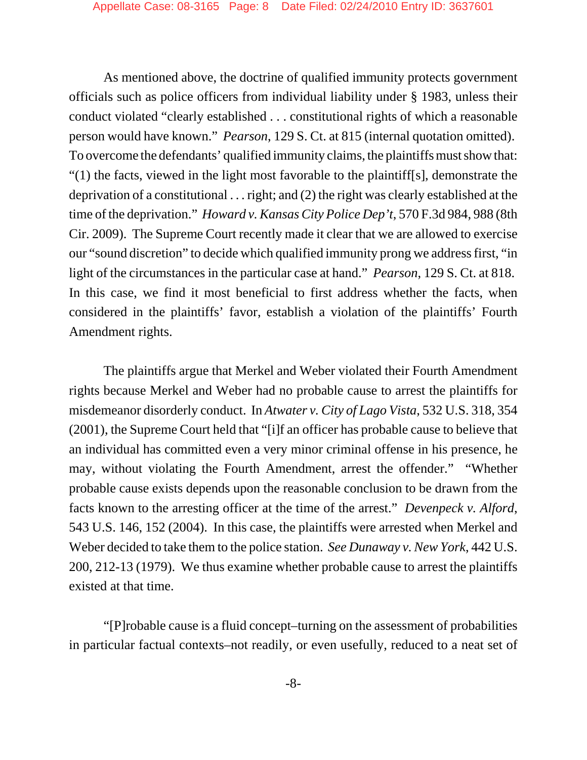As mentioned above, the doctrine of qualified immunity protects government officials such as police officers from individual liability under § 1983, unless their conduct violated "clearly established . . . constitutional rights of which a reasonable person would have known." *Pearson*, 129 S. Ct. at 815 (internal quotation omitted). To overcome the defendants' qualified immunity claims, the plaintiffs must show that: "(1) the facts, viewed in the light most favorable to the plaintiff[s], demonstrate the deprivation of a constitutional . . . right; and (2) the right was clearly established at the time of the deprivation." *Howard v. Kansas City Police Dep't*, 570 F.3d 984, 988 (8th Cir. 2009). The Supreme Court recently made it clear that we are allowed to exercise our "sound discretion" to decide which qualified immunity prong we address first, "in light of the circumstances in the particular case at hand." *Pearson*, 129 S. Ct. at 818. In this case, we find it most beneficial to first address whether the facts, when considered in the plaintiffs' favor, establish a violation of the plaintiffs' Fourth Amendment rights.

The plaintiffs argue that Merkel and Weber violated their Fourth Amendment rights because Merkel and Weber had no probable cause to arrest the plaintiffs for misdemeanor disorderly conduct. In *Atwater v. City of Lago Vista*, 532 U.S. 318, 354 (2001), the Supreme Court held that "[i]f an officer has probable cause to believe that an individual has committed even a very minor criminal offense in his presence, he may, without violating the Fourth Amendment, arrest the offender." "Whether probable cause exists depends upon the reasonable conclusion to be drawn from the facts known to the arresting officer at the time of the arrest." *Devenpeck v. Alford*, 543 U.S. 146, 152 (2004). In this case, the plaintiffs were arrested when Merkel and Weber decided to take them to the police station. *See Dunaway v. New York*, 442 U.S. 200, 212-13 (1979). We thus examine whether probable cause to arrest the plaintiffs existed at that time.

"[P]robable cause is a fluid concept–turning on the assessment of probabilities in particular factual contexts–not readily, or even usefully, reduced to a neat set of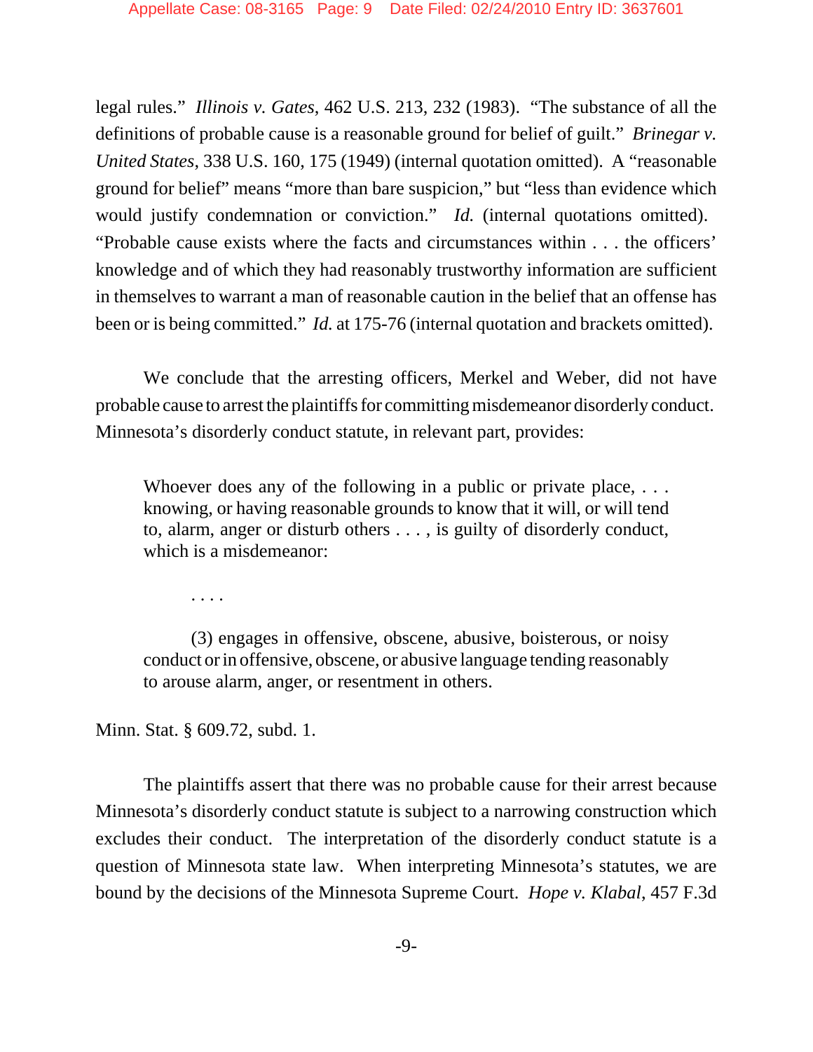legal rules." *Illinois v. Gates*, 462 U.S. 213, 232 (1983). "The substance of all the definitions of probable cause is a reasonable ground for belief of guilt." *Brinegar v. United States*, 338 U.S. 160, 175 (1949) (internal quotation omitted). A "reasonable ground for belief" means "more than bare suspicion," but "less than evidence which would justify condemnation or conviction." *Id.* (internal quotations omitted). "Probable cause exists where the facts and circumstances within . . . the officers' knowledge and of which they had reasonably trustworthy information are sufficient in themselves to warrant a man of reasonable caution in the belief that an offense has been or is being committed." *Id.* at 175-76 (internal quotation and brackets omitted).

We conclude that the arresting officers, Merkel and Weber, did not have probable cause to arrest the plaintiffs for committing misdemeanor disorderly conduct. Minnesota's disorderly conduct statute, in relevant part, provides:

> Whoever does any of the following in a public or private place, . . . knowing, or having reasonable grounds to know that it will, or will tend to, alarm, anger or disturb others . . . , is guilty of disorderly conduct, which is a misdemeanor:
>
> . . . .
>
> (3) engages in offensive, obscene, abusive, boisterous, or noisy conduct or in offensive, obscene, or abusive language tending reasonably to arouse alarm, anger, or resentment in others.

Minn. Stat. § 609.72, subd. 1.

The plaintiffs assert that there was no probable cause for their arrest because Minnesota's disorderly conduct statute is subject to a narrowing construction which excludes their conduct. The interpretation of the disorderly conduct statute is a question of Minnesota state law. When interpreting Minnesota's statutes, we are bound by the decisions of the Minnesota Supreme Court. *Hope v. Klabal*, 457 F.3d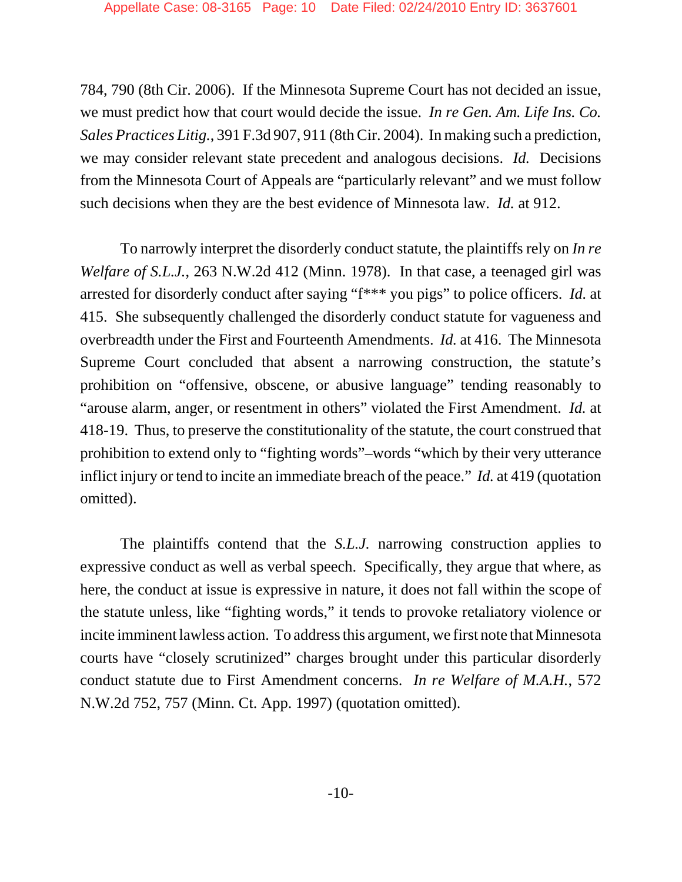784, 790 (8th Cir. 2006). If the Minnesota Supreme Court has not decided an issue, we must predict how that court would decide the issue. *In re Gen. Am. Life Ins. Co. Sales Practices Litig.*, 391 F.3d 907, 911 (8th Cir. 2004). In making such a prediction, we may consider relevant state precedent and analogous decisions. *Id.* Decisions from the Minnesota Court of Appeals are "particularly relevant" and we must follow such decisions when they are the best evidence of Minnesota law. *Id.* at 912.

To narrowly interpret the disorderly conduct statute, the plaintiffs rely on *In re Welfare of S.L.J.*, 263 N.W.2d 412 (Minn. 1978). In that case, a teenaged girl was arrested for disorderly conduct after saying "f*** you pigs" to police officers. *Id.* at 415. She subsequently challenged the disorderly conduct statute for vagueness and overbreadth under the First and Fourteenth Amendments. *Id.* at 416. The Minnesota Supreme Court concluded that absent a narrowing construction, the statute's prohibition on "offensive, obscene, or abusive language" tending reasonably to "arouse alarm, anger, or resentment in others" violated the First Amendment. *Id.* at 418-19. Thus, to preserve the constitutionality of the statute, the court construed that prohibition to extend only to "fighting words"–words "which by their very utterance inflict injury or tend to incite an immediate breach of the peace." *Id.* at 419 (quotation omitted).

The plaintiffs contend that the *S.L.J.* narrowing construction applies to expressive conduct as well as verbal speech. Specifically, they argue that where, as here, the conduct at issue is expressive in nature, it does not fall within the scope of the statute unless, like "fighting words," it tends to provoke retaliatory violence or incite imminent lawless action. To address this argument, we first note that Minnesota courts have "closely scrutinized" charges brought under this particular disorderly conduct statute due to First Amendment concerns. *In re Welfare of M.A.H.*, 572 N.W.2d 752, 757 (Minn. Ct. App. 1997) (quotation omitted).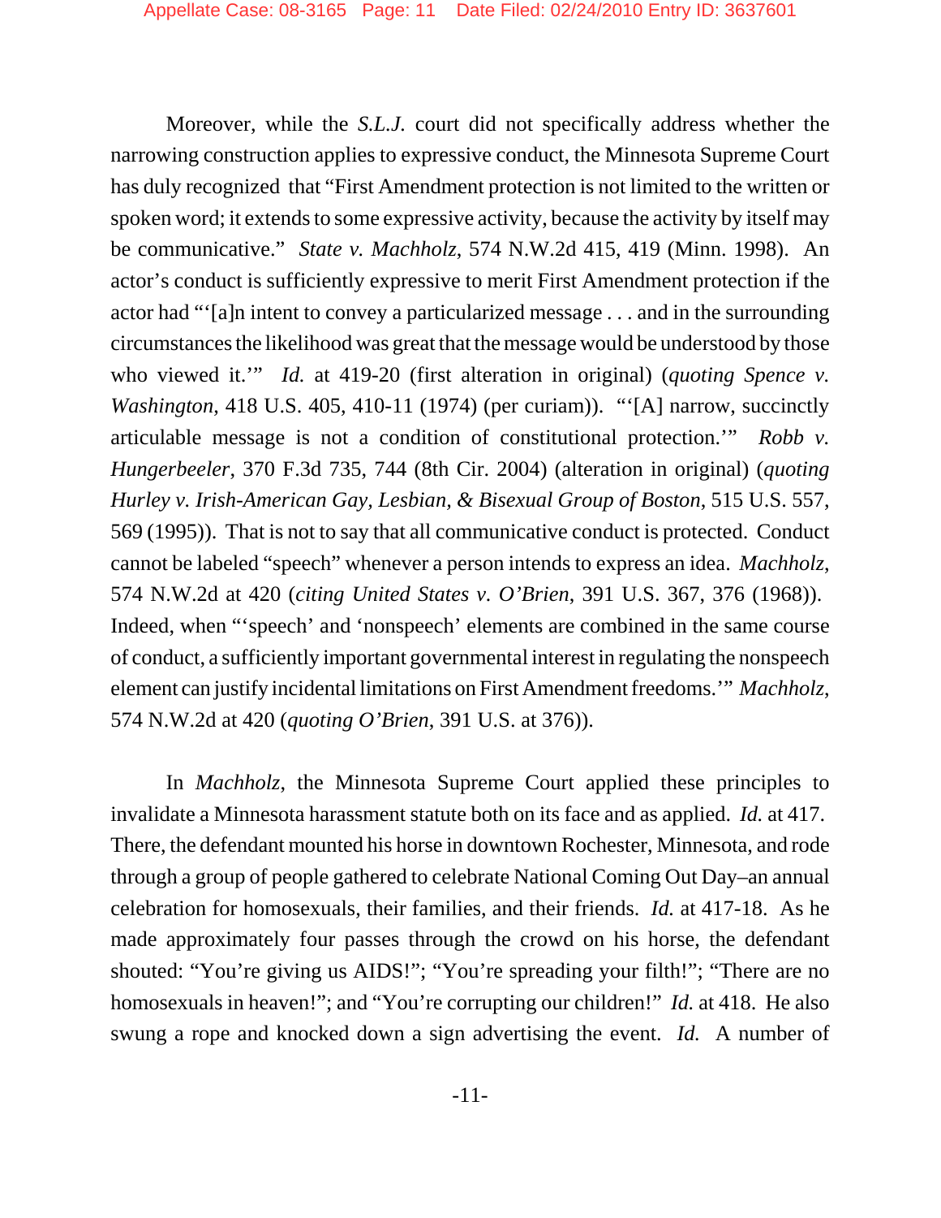Moreover, while the *S.L.J.* court did not specifically address whether the narrowing construction applies to expressive conduct, the Minnesota Supreme Court has duly recognized that "First Amendment protection is not limited to the written or spoken word; it extends to some expressive activity, because the activity by itself may be communicative." *State v. Machholz*, 574 N.W.2d 415, 419 (Minn. 1998). An actor's conduct is sufficiently expressive to merit First Amendment protection if the actor had "'[a]n intent to convey a particularized message . . . and in the surrounding circumstances the likelihood was great that the message would be understood by those who viewed it.'" *Id.* at 419-20 (first alteration in original) (*quoting Spence v. Washington*, 418 U.S. 405, 410-11 (1974) (per curiam)). "'[A] narrow, succinctly articulable message is not a condition of constitutional protection.'" *Robb v. Hungerbeeler*, 370 F.3d 735, 744 (8th Cir. 2004) (alteration in original) (*quoting Hurley v. Irish-American Gay, Lesbian, & Bisexual Group of Boston*, 515 U.S. 557, 569 (1995)). That is not to say that all communicative conduct is protected. Conduct cannot be labeled "speech" whenever a person intends to express an idea. *Machholz*, 574 N.W.2d at 420 (*citing United States v. O'Brien*, 391 U.S. 367, 376 (1968)). Indeed, when "'speech' and 'nonspeech' elements are combined in the same course of conduct, a sufficiently important governmental interest in regulating the nonspeech element can justify incidental limitations on First Amendment freedoms.'" *Machholz*, 574 N.W.2d at 420 (*quoting O'Brien*, 391 U.S. at 376)).

In *Machholz*, the Minnesota Supreme Court applied these principles to invalidate a Minnesota harassment statute both on its face and as applied. *Id.* at 417. There, the defendant mounted his horse in downtown Rochester, Minnesota, and rode through a group of people gathered to celebrate National Coming Out Day–an annual celebration for homosexuals, their families, and their friends. *Id.* at 417-18. As he made approximately four passes through the crowd on his horse, the defendant shouted: "You're giving us AIDS!"; "You're spreading your filth!"; "There are no homosexuals in heaven!"; and "You're corrupting our children!" *Id.* at 418. He also swung a rope and knocked down a sign advertising the event. *Id.* A number of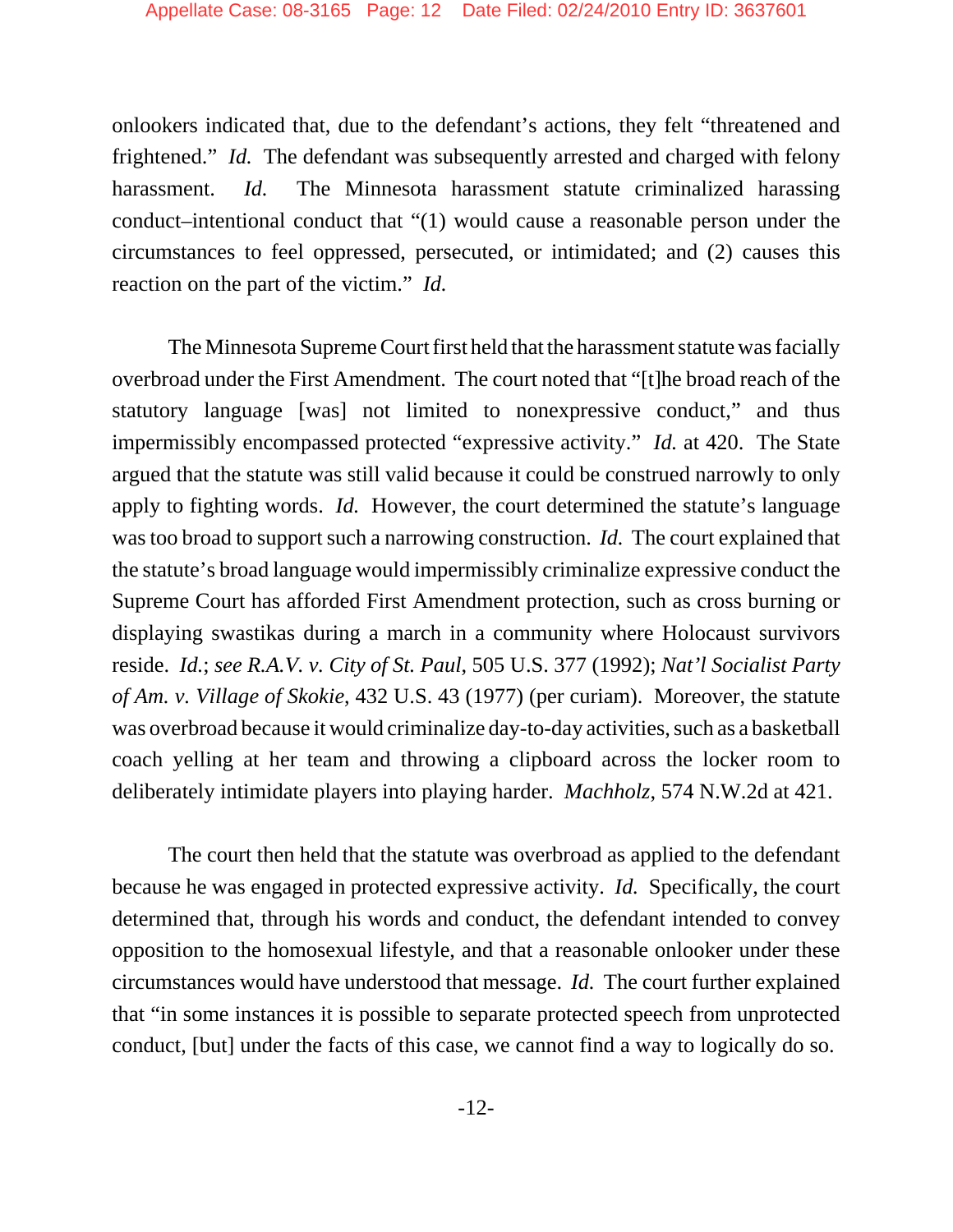onlookers indicated that, due to the defendant's actions, they felt "threatened and frightened." *Id.* The defendant was subsequently arrested and charged with felony harassment. *Id.* The Minnesota harassment statute criminalized harassing conduct–intentional conduct that "(1) would cause a reasonable person under the circumstances to feel oppressed, persecuted, or intimidated; and (2) causes this reaction on the part of the victim." *Id.*

The Minnesota Supreme Court first held that the harassment statute was facially overbroad under the First Amendment. The court noted that "[t]he broad reach of the statutory language [was] not limited to nonexpressive conduct," and thus impermissibly encompassed protected "expressive activity." *Id.* at 420. The State argued that the statute was still valid because it could be construed narrowly to only apply to fighting words. *Id.* However, the court determined the statute's language was too broad to support such a narrowing construction. *Id.* The court explained that the statute's broad language would impermissibly criminalize expressive conduct the Supreme Court has afforded First Amendment protection, such as cross burning or displaying swastikas during a march in a community where Holocaust survivors reside. *Id.*; *see R.A.V. v. City of St. Paul*, 505 U.S. 377 (1992); *Nat'l Socialist Party of Am. v. Village of Skokie*, 432 U.S. 43 (1977) (per curiam). Moreover, the statute was overbroad because it would criminalize day-to-day activities, such as a basketball coach yelling at her team and throwing a clipboard across the locker room to deliberately intimidate players into playing harder. *Machholz*, 574 N.W.2d at 421.

The court then held that the statute was overbroad as applied to the defendant because he was engaged in protected expressive activity. *Id.* Specifically, the court determined that, through his words and conduct, the defendant intended to convey opposition to the homosexual lifestyle, and that a reasonable onlooker under these circumstances would have understood that message. *Id.* The court further explained that "in some instances it is possible to separate protected speech from unprotected conduct, [but] under the facts of this case, we cannot find a way to logically do so.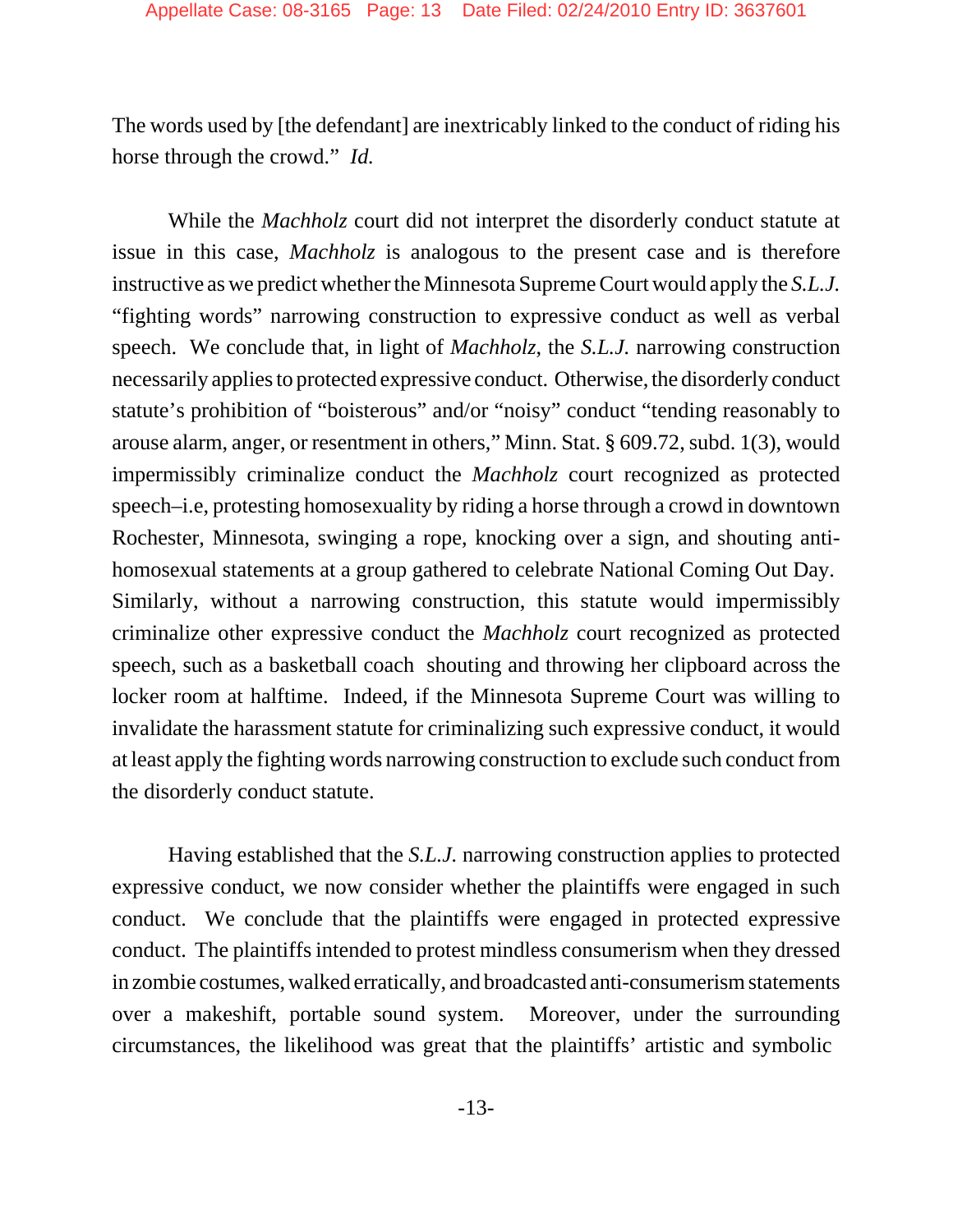The words used by [the defendant] are inextricably linked to the conduct of riding his horse through the crowd." *Id.*

While the *Machholz* court did not interpret the disorderly conduct statute at issue in this case, *Machholz* is analogous to the present case and is therefore instructive as we predict whether the Minnesota Supreme Court would apply the *S.L.J.* "fighting words" narrowing construction to expressive conduct as well as verbal speech. We conclude that, in light of *Machholz*, the *S.L.J.* narrowing construction necessarily applies to protected expressive conduct. Otherwise, the disorderly conduct statute's prohibition of "boisterous" and/or "noisy" conduct "tending reasonably to arouse alarm, anger, or resentment in others," Minn. Stat. § 609.72, subd. 1(3), would impermissibly criminalize conduct the *Machholz* court recognized as protected speech–i.e, protesting homosexuality by riding a horse through a crowd in downtown Rochester, Minnesota, swinging a rope, knocking over a sign, and shouting anti-homosexual statements at a group gathered to celebrate National Coming Out Day. Similarly, without a narrowing construction, this statute would impermissibly criminalize other expressive conduct the *Machholz* court recognized as protected speech, such as a basketball coach shouting and throwing her clipboard across the locker room at halftime. Indeed, if the Minnesota Supreme Court was willing to invalidate the harassment statute for criminalizing such expressive conduct, it would at least apply the fighting words narrowing construction to exclude such conduct from the disorderly conduct statute.

Having established that the *S.L.J.* narrowing construction applies to protected expressive conduct, we now consider whether the plaintiffs were engaged in such conduct. We conclude that the plaintiffs were engaged in protected expressive conduct. The plaintiffs intended to protest mindless consumerism when they dressed in zombie costumes, walked erratically, and broadcasted anti-consumerism statements over a makeshift, portable sound system. Moreover, under the surrounding circumstances, the likelihood was great that the plaintiffs' artistic and symbolic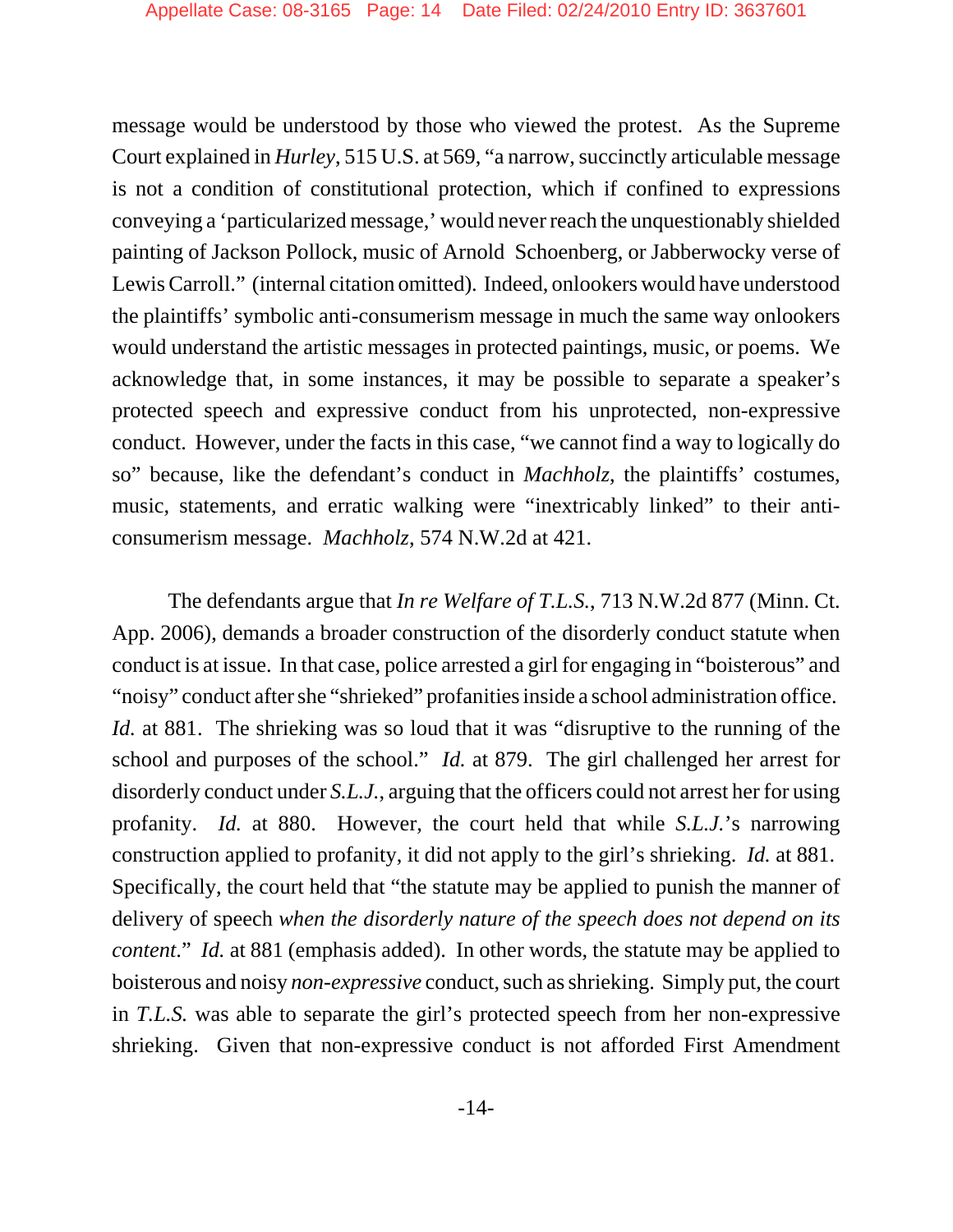message would be understood by those who viewed the protest. As the Supreme Court explained in *Hurley*, 515 U.S. at 569, "a narrow, succinctly articulable message is not a condition of constitutional protection, which if confined to expressions conveying a 'particularized message,' would never reach the unquestionably shielded painting of Jackson Pollock, music of Arnold Schoenberg, or Jabberwocky verse of Lewis Carroll." (internal citation omitted). Indeed, onlookers would have understood the plaintiffs' symbolic anti-consumerism message in much the same way onlookers would understand the artistic messages in protected paintings, music, or poems. We acknowledge that, in some instances, it may be possible to separate a speaker's protected speech and expressive conduct from his unprotected, non-expressive conduct. However, under the facts in this case, "we cannot find a way to logically do so" because, like the defendant's conduct in *Machholz*, the plaintiffs' costumes, music, statements, and erratic walking were "inextricably linked" to their anti-consumerism message. *Machholz*, 574 N.W.2d at 421.

The defendants argue that *In re Welfare of T.L.S.*, 713 N.W.2d 877 (Minn. Ct. App. 2006), demands a broader construction of the disorderly conduct statute when conduct is at issue. In that case, police arrested a girl for engaging in "boisterous" and "noisy" conduct after she "shrieked" profanities inside a school administration office. *Id.* at 881. The shrieking was so loud that it was "disruptive to the running of the school and purposes of the school." *Id.* at 879. The girl challenged her arrest for disorderly conduct under *S.L.J.*, arguing that the officers could not arrest her for using profanity. *Id.* at 880. However, the court held that while *S.L.J.*'s narrowing construction applied to profanity, it did not apply to the girl's shrieking. *Id.* at 881. Specifically, the court held that "the statute may be applied to punish the manner of delivery of speech *when the disorderly nature of the speech does not depend on its content*." *Id.* at 881 (emphasis added). In other words, the statute may be applied to boisterous and noisy *non-expressive* conduct, such as shrieking. Simply put, the court in *T.L.S.* was able to separate the girl's protected speech from her non-expressive shrieking. Given that non-expressive conduct is not afforded First Amendment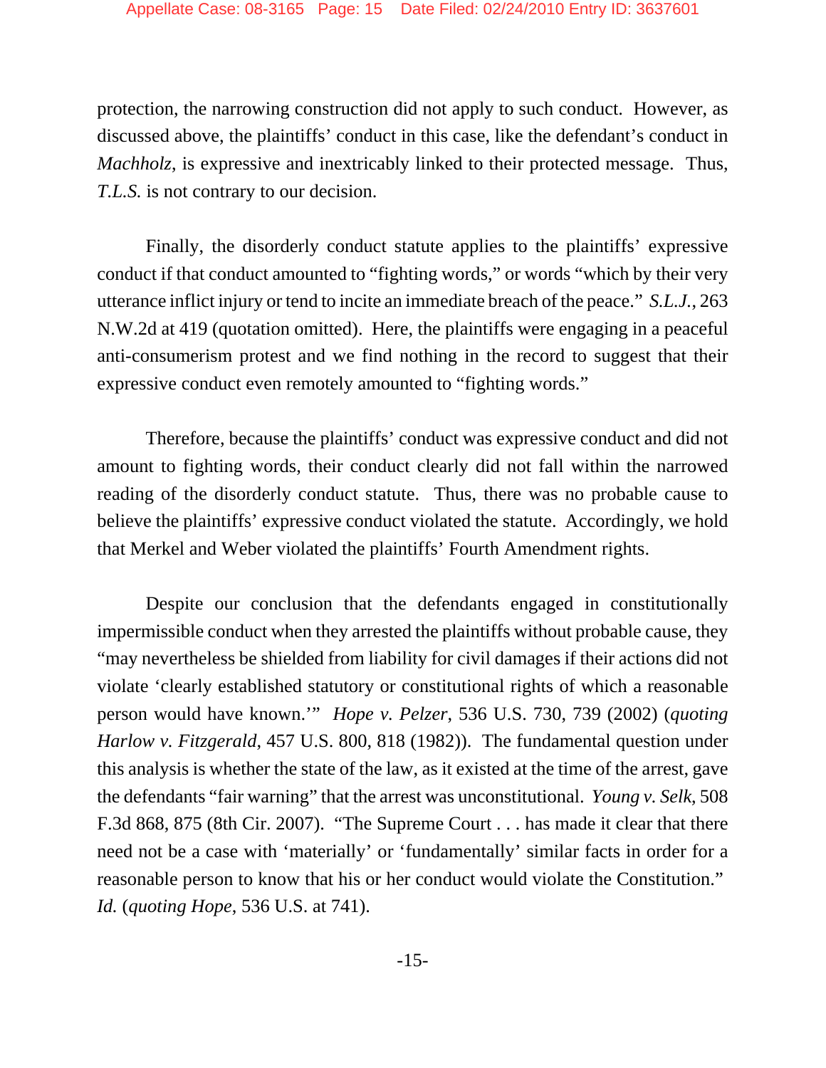protection, the narrowing construction did not apply to such conduct. However, as discussed above, the plaintiffs' conduct in this case, like the defendant's conduct in *Machholz*, is expressive and inextricably linked to their protected message. Thus, *T.L.S.* is not contrary to our decision.

Finally, the disorderly conduct statute applies to the plaintiffs' expressive conduct if that conduct amounted to "fighting words," or words "which by their very utterance inflict injury or tend to incite an immediate breach of the peace." *S.L.J.*, 263 N.W.2d at 419 (quotation omitted). Here, the plaintiffs were engaging in a peaceful anti-consumerism protest and we find nothing in the record to suggest that their expressive conduct even remotely amounted to "fighting words."

Therefore, because the plaintiffs' conduct was expressive conduct and did not amount to fighting words, their conduct clearly did not fall within the narrowed reading of the disorderly conduct statute. Thus, there was no probable cause to believe the plaintiffs' expressive conduct violated the statute. Accordingly, we hold that Merkel and Weber violated the plaintiffs' Fourth Amendment rights.

Despite our conclusion that the defendants engaged in constitutionally impermissible conduct when they arrested the plaintiffs without probable cause, they "may nevertheless be shielded from liability for civil damages if their actions did not violate 'clearly established statutory or constitutional rights of which a reasonable person would have known.'" *Hope v. Pelzer*, 536 U.S. 730, 739 (2002) (*quoting Harlow v. Fitzgerald*, 457 U.S. 800, 818 (1982)). The fundamental question under this analysis is whether the state of the law, as it existed at the time of the arrest, gave the defendants "fair warning" that the arrest was unconstitutional. *Young v. Selk*, 508 F.3d 868, 875 (8th Cir. 2007). "The Supreme Court . . . has made it clear that there need not be a case with 'materially' or 'fundamentally' similar facts in order for a reasonable person to know that his or her conduct would violate the Constitution." *Id.* (*quoting Hope*, 536 U.S. at 741).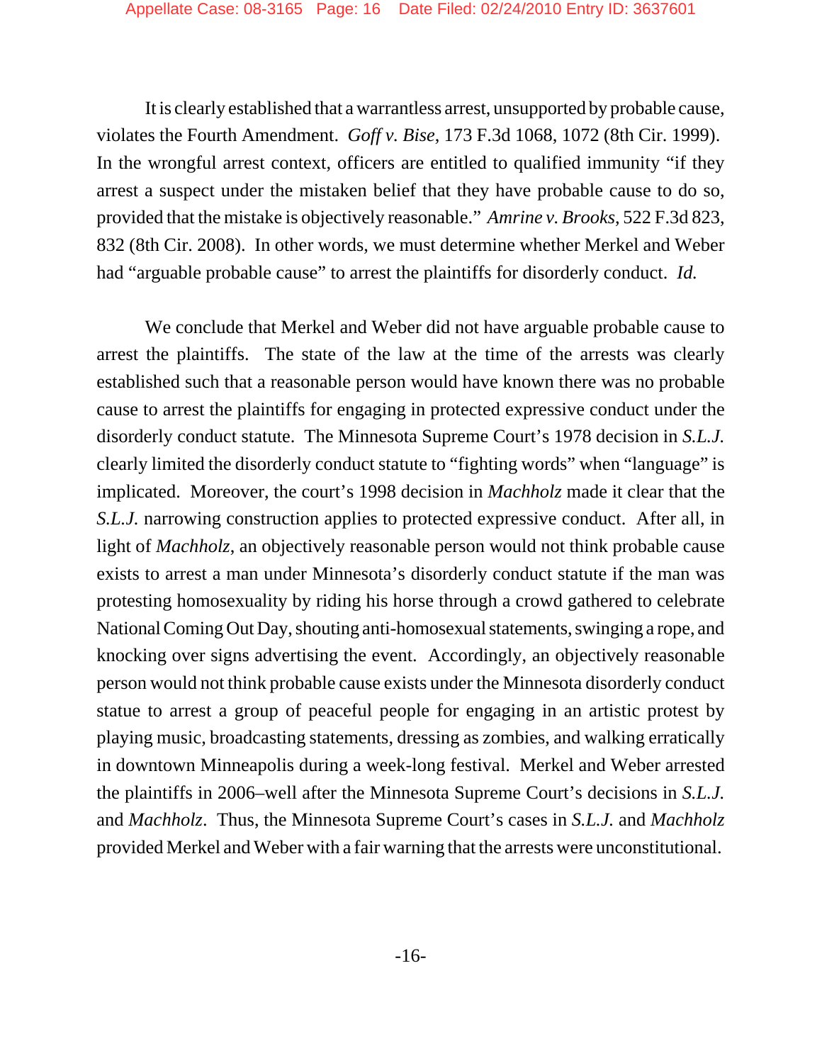It is clearly established that a warrantless arrest, unsupported by probable cause, violates the Fourth Amendment. *Goff v. Bise*, 173 F.3d 1068, 1072 (8th Cir. 1999). In the wrongful arrest context, officers are entitled to qualified immunity "if they arrest a suspect under the mistaken belief that they have probable cause to do so, provided that the mistake is objectively reasonable." *Amrine v. Brooks*, 522 F.3d 823, 832 (8th Cir. 2008). In other words, we must determine whether Merkel and Weber had "arguable probable cause" to arrest the plaintiffs for disorderly conduct. *Id.*

We conclude that Merkel and Weber did not have arguable probable cause to arrest the plaintiffs. The state of the law at the time of the arrests was clearly established such that a reasonable person would have known there was no probable cause to arrest the plaintiffs for engaging in protected expressive conduct under the disorderly conduct statute. The Minnesota Supreme Court's 1978 decision in *S.L.J.* clearly limited the disorderly conduct statute to "fighting words" when "language" is implicated. Moreover, the court's 1998 decision in *Machholz* made it clear that the *S.L.J.* narrowing construction applies to protected expressive conduct. After all, in light of *Machholz*, an objectively reasonable person would not think probable cause exists to arrest a man under Minnesota's disorderly conduct statute if the man was protesting homosexuality by riding his horse through a crowd gathered to celebrate National Coming Out Day, shouting anti-homosexual statements, swinging a rope, and knocking over signs advertising the event. Accordingly, an objectively reasonable person would not think probable cause exists under the Minnesota disorderly conduct statue to arrest a group of peaceful people for engaging in an artistic protest by playing music, broadcasting statements, dressing as zombies, and walking erratically in downtown Minneapolis during a week-long festival. Merkel and Weber arrested the plaintiffs in 2006–well after the Minnesota Supreme Court's decisions in *S.L.J.* and *Machholz*. Thus, the Minnesota Supreme Court's cases in *S.L.J.* and *Machholz* provided Merkel and Weber with a fair warning that the arrests were unconstitutional.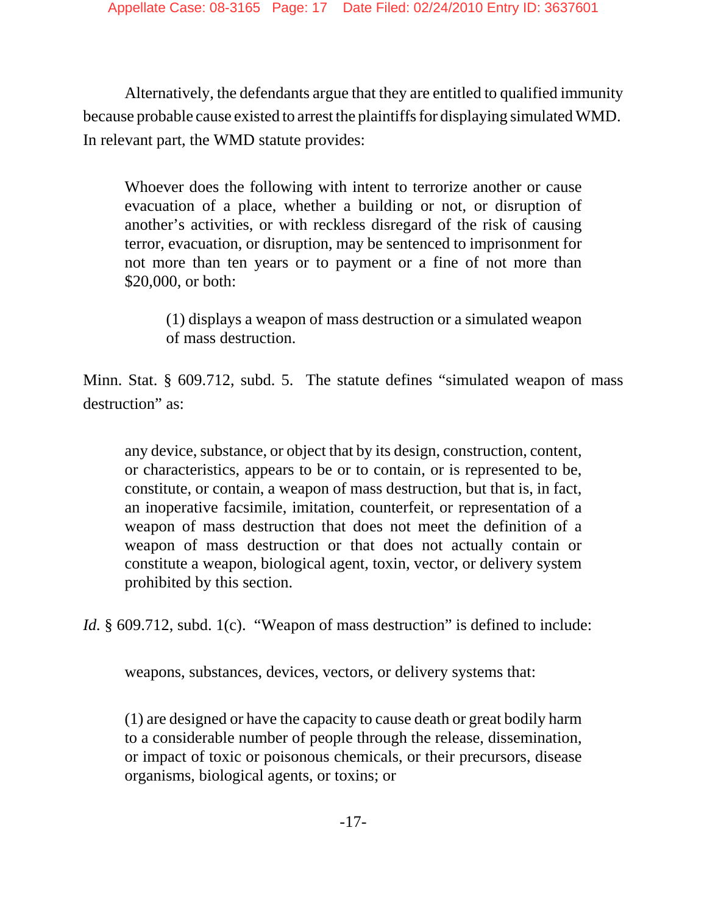Alternatively, the defendants argue that they are entitled to qualified immunity because probable cause existed to arrest the plaintiffs for displaying simulated WMD. In relevant part, the WMD statute provides:

> Whoever does the following with intent to terrorize another or cause evacuation of a place, whether a building or not, or disruption of another's activities, or with reckless disregard of the risk of causing terror, evacuation, or disruption, may be sentenced to imprisonment for not more than ten years or to payment or a fine of not more than $20,000, or both:
>
> > (1) displays a weapon of mass destruction or a simulated weapon of mass destruction.

Minn. Stat. § 609.712, subd. 5. The statute defines "simulated weapon of mass destruction" as:

> any device, substance, or object that by its design, construction, content, or characteristics, appears to be or to contain, or is represented to be, constitute, or contain, a weapon of mass destruction, but that is, in fact, an inoperative facsimile, imitation, counterfeit, or representation of a weapon of mass destruction that does not meet the definition of a weapon of mass destruction or that does not actually contain or constitute a weapon, biological agent, toxin, vector, or delivery system prohibited by this section.

*Id.* § 609.712, subd. 1(c). "Weapon of mass destruction" is defined to include:

> weapons, substances, devices, vectors, or delivery systems that:
>
> (1) are designed or have the capacity to cause death or great bodily harm to a considerable number of people through the release, dissemination, or impact of toxic or poisonous chemicals, or their precursors, disease organisms, biological agents, or toxins; or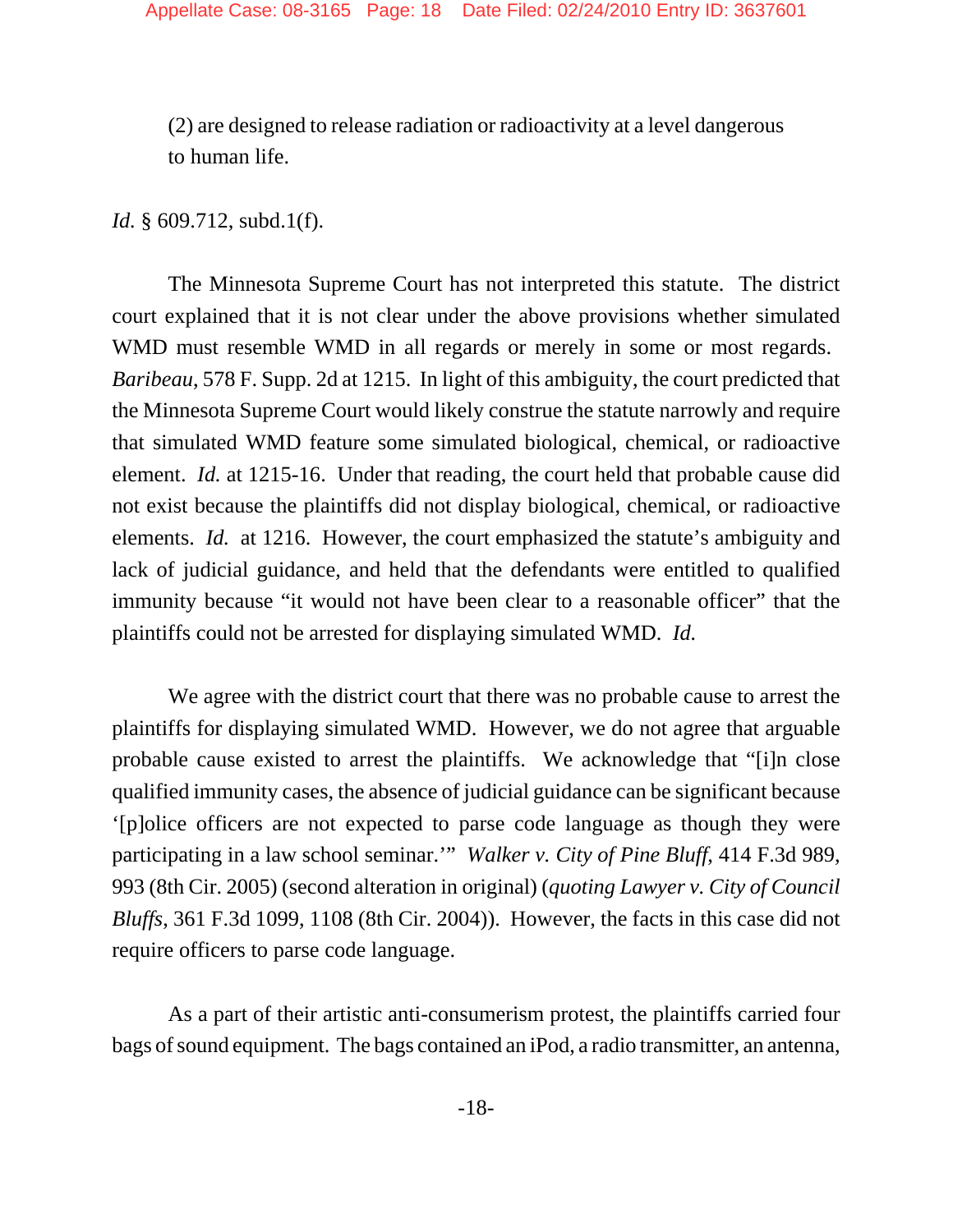(2) are designed to release radiation or radioactivity at a level dangerous to human life.

*Id.* § 609.712, subd.1(f).

The Minnesota Supreme Court has not interpreted this statute. The district court explained that it is not clear under the above provisions whether simulated WMD must resemble WMD in all regards or merely in some or most regards. *Baribeau*, 578 F. Supp. 2d at 1215. In light of this ambiguity, the court predicted that the Minnesota Supreme Court would likely construe the statute narrowly and require that simulated WMD feature some simulated biological, chemical, or radioactive element. *Id.* at 1215-16. Under that reading, the court held that probable cause did not exist because the plaintiffs did not display biological, chemical, or radioactive elements. *Id.* at 1216. However, the court emphasized the statute's ambiguity and lack of judicial guidance, and held that the defendants were entitled to qualified immunity because "it would not have been clear to a reasonable officer" that the plaintiffs could not be arrested for displaying simulated WMD. *Id.*

We agree with the district court that there was no probable cause to arrest the plaintiffs for displaying simulated WMD. However, we do not agree that arguable probable cause existed to arrest the plaintiffs. We acknowledge that "[i]n close qualified immunity cases, the absence of judicial guidance can be significant because '[p]olice officers are not expected to parse code language as though they were participating in a law school seminar.'" *Walker v. City of Pine Bluff*, 414 F.3d 989, 993 (8th Cir. 2005) (second alteration in original) (*quoting Lawyer v. City of Council Bluffs*, 361 F.3d 1099, 1108 (8th Cir. 2004)). However, the facts in this case did not require officers to parse code language.

As a part of their artistic anti-consumerism protest, the plaintiffs carried four bags of sound equipment. The bags contained an iPod, a radio transmitter, an antenna,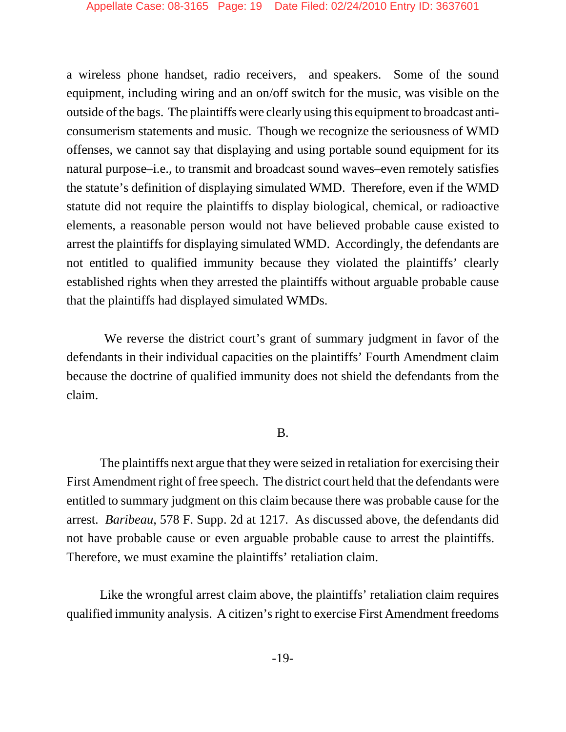a wireless phone handset, radio receivers, and speakers. Some of the sound equipment, including wiring and an on/off switch for the music, was visible on the outside of the bags. The plaintiffs were clearly using this equipment to broadcast anti-consumerism statements and music. Though we recognize the seriousness of WMD offenses, we cannot say that displaying and using portable sound equipment for its natural purpose–i.e., to transmit and broadcast sound waves–even remotely satisfies the statute's definition of displaying simulated WMD. Therefore, even if the WMD statute did not require the plaintiffs to display biological, chemical, or radioactive elements, a reasonable person would not have believed probable cause existed to arrest the plaintiffs for displaying simulated WMD. Accordingly, the defendants are not entitled to qualified immunity because they violated the plaintiffs' clearly established rights when they arrested the plaintiffs without arguable probable cause that the plaintiffs had displayed simulated WMDs.

We reverse the district court's grant of summary judgment in favor of the defendants in their individual capacities on the plaintiffs' Fourth Amendment claim because the doctrine of qualified immunity does not shield the defendants from the claim.

B.

The plaintiffs next argue that they were seized in retaliation for exercising their First Amendment right of free speech. The district court held that the defendants were entitled to summary judgment on this claim because there was probable cause for the arrest. *Baribeau*, 578 F. Supp. 2d at 1217. As discussed above, the defendants did not have probable cause or even arguable probable cause to arrest the plaintiffs. Therefore, we must examine the plaintiffs' retaliation claim.

Like the wrongful arrest claim above, the plaintiffs' retaliation claim requires qualified immunity analysis. A citizen's right to exercise First Amendment freedoms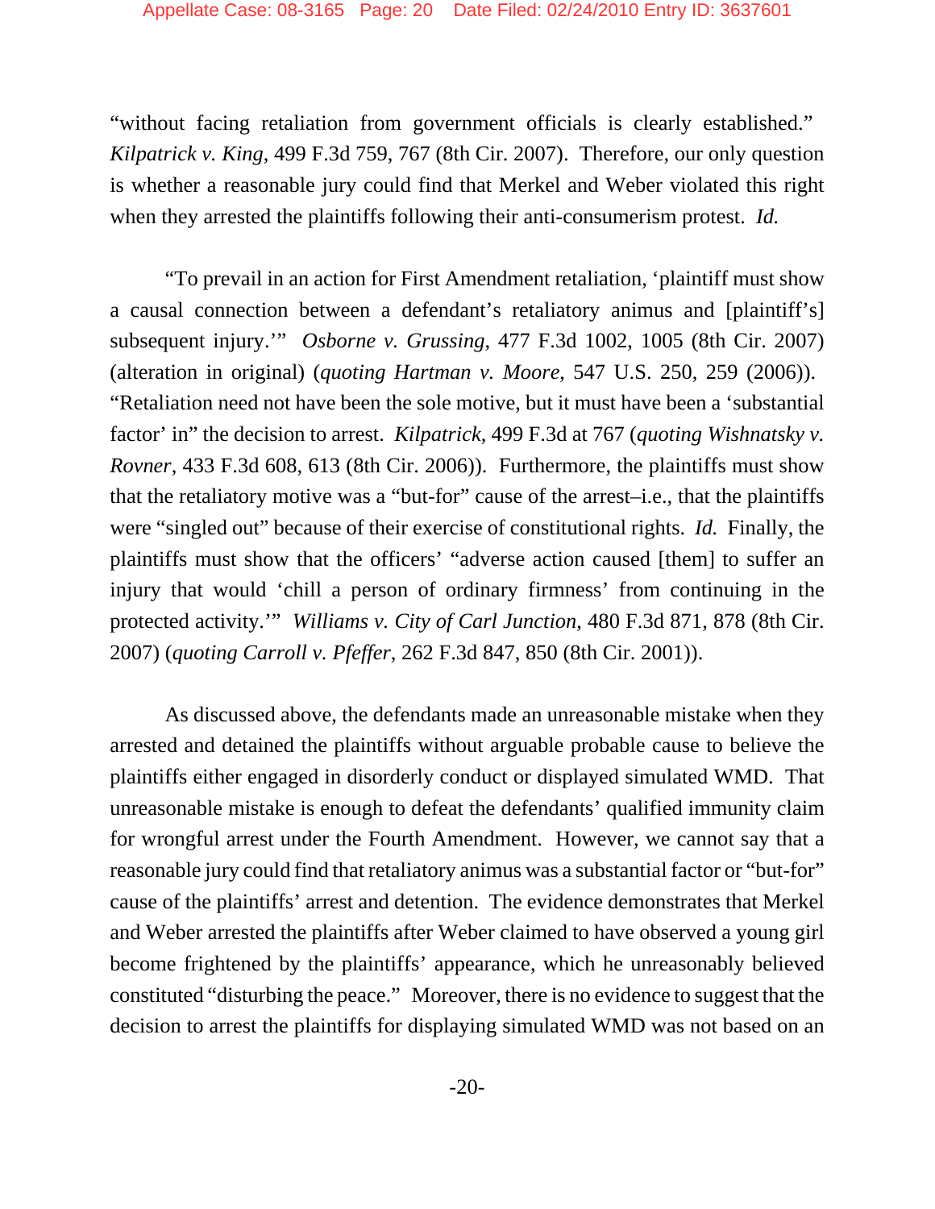"without facing retaliation from government officials is clearly established." *Kilpatrick v. King*, 499 F.3d 759, 767 (8th Cir. 2007). Therefore, our only question is whether a reasonable jury could find that Merkel and Weber violated this right when they arrested the plaintiffs following their anti-consumerism protest. *Id.*

"To prevail in an action for First Amendment retaliation, 'plaintiff must show a causal connection between a defendant's retaliatory animus and [plaintiff's] subsequent injury.'" *Osborne v. Grussing*, 477 F.3d 1002, 1005 (8th Cir. 2007) (alteration in original) (*quoting Hartman v. Moore*, 547 U.S. 250, 259 (2006)). "Retaliation need not have been the sole motive, but it must have been a 'substantial factor' in" the decision to arrest. *Kilpatrick*, 499 F.3d at 767 (*quoting Wishnatsky v. Rovner*, 433 F.3d 608, 613 (8th Cir. 2006)). Furthermore, the plaintiffs must show that the retaliatory motive was a "but-for" cause of the arrest–i.e., that the plaintiffs were "singled out" because of their exercise of constitutional rights. *Id.* Finally, the plaintiffs must show that the officers' "adverse action caused [them] to suffer an injury that would 'chill a person of ordinary firmness' from continuing in the protected activity.'" *Williams v. City of Carl Junction*, 480 F.3d 871, 878 (8th Cir. 2007) (*quoting Carroll v. Pfeffer*, 262 F.3d 847, 850 (8th Cir. 2001)).

As discussed above, the defendants made an unreasonable mistake when they arrested and detained the plaintiffs without arguable probable cause to believe the plaintiffs either engaged in disorderly conduct or displayed simulated WMD. That unreasonable mistake is enough to defeat the defendants' qualified immunity claim for wrongful arrest under the Fourth Amendment. However, we cannot say that a reasonable jury could find that retaliatory animus was a substantial factor or "but-for" cause of the plaintiffs' arrest and detention. The evidence demonstrates that Merkel and Weber arrested the plaintiffs after Weber claimed to have observed a young girl become frightened by the plaintiffs' appearance, which he unreasonably believed constituted "disturbing the peace." Moreover, there is no evidence to suggest that the decision to arrest the plaintiffs for displaying simulated WMD was not based on an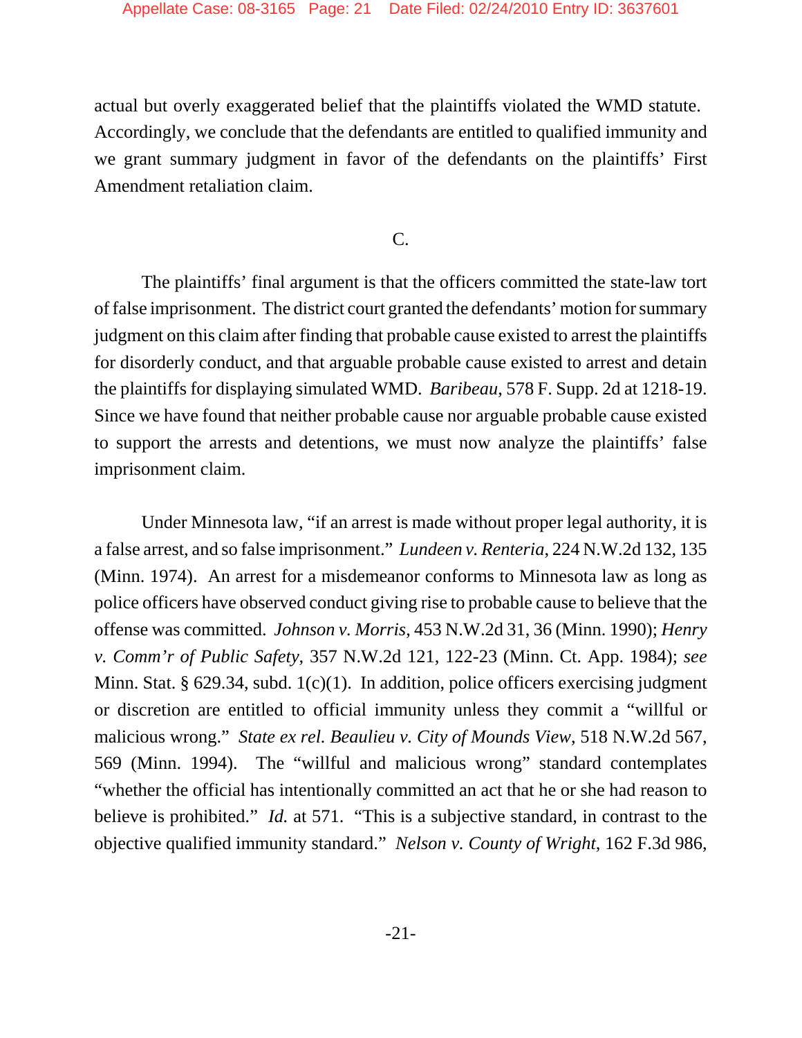actual but overly exaggerated belief that the plaintiffs violated the WMD statute. Accordingly, we conclude that the defendants are entitled to qualified immunity and we grant summary judgment in favor of the defendants on the plaintiffs' First Amendment retaliation claim.

C.

The plaintiffs' final argument is that the officers committed the state-law tort of false imprisonment. The district court granted the defendants' motion for summary judgment on this claim after finding that probable cause existed to arrest the plaintiffs for disorderly conduct, and that arguable probable cause existed to arrest and detain the plaintiffs for displaying simulated WMD. *Baribeau*, 578 F. Supp. 2d at 1218-19. Since we have found that neither probable cause nor arguable probable cause existed to support the arrests and detentions, we must now analyze the plaintiffs' false imprisonment claim.

Under Minnesota law, "if an arrest is made without proper legal authority, it is a false arrest, and so false imprisonment." *Lundeen v. Renteria*, 224 N.W.2d 132, 135 (Minn. 1974). An arrest for a misdemeanor conforms to Minnesota law as long as police officers have observed conduct giving rise to probable cause to believe that the offense was committed. *Johnson v. Morris*, 453 N.W.2d 31, 36 (Minn. 1990); *Henry v. Comm'r of Public Safety*, 357 N.W.2d 121, 122-23 (Minn. Ct. App. 1984); *see* Minn. Stat. § 629.34, subd. 1(c)(1). In addition, police officers exercising judgment or discretion are entitled to official immunity unless they commit a "willful or malicious wrong." *State ex rel. Beaulieu v. City of Mounds View*, 518 N.W.2d 567, 569 (Minn. 1994). The "willful and malicious wrong" standard contemplates "whether the official has intentionally committed an act that he or she had reason to believe is prohibited." *Id.* at 571. "This is a subjective standard, in contrast to the objective qualified immunity standard." *Nelson v. County of Wright*, 162 F.3d 986,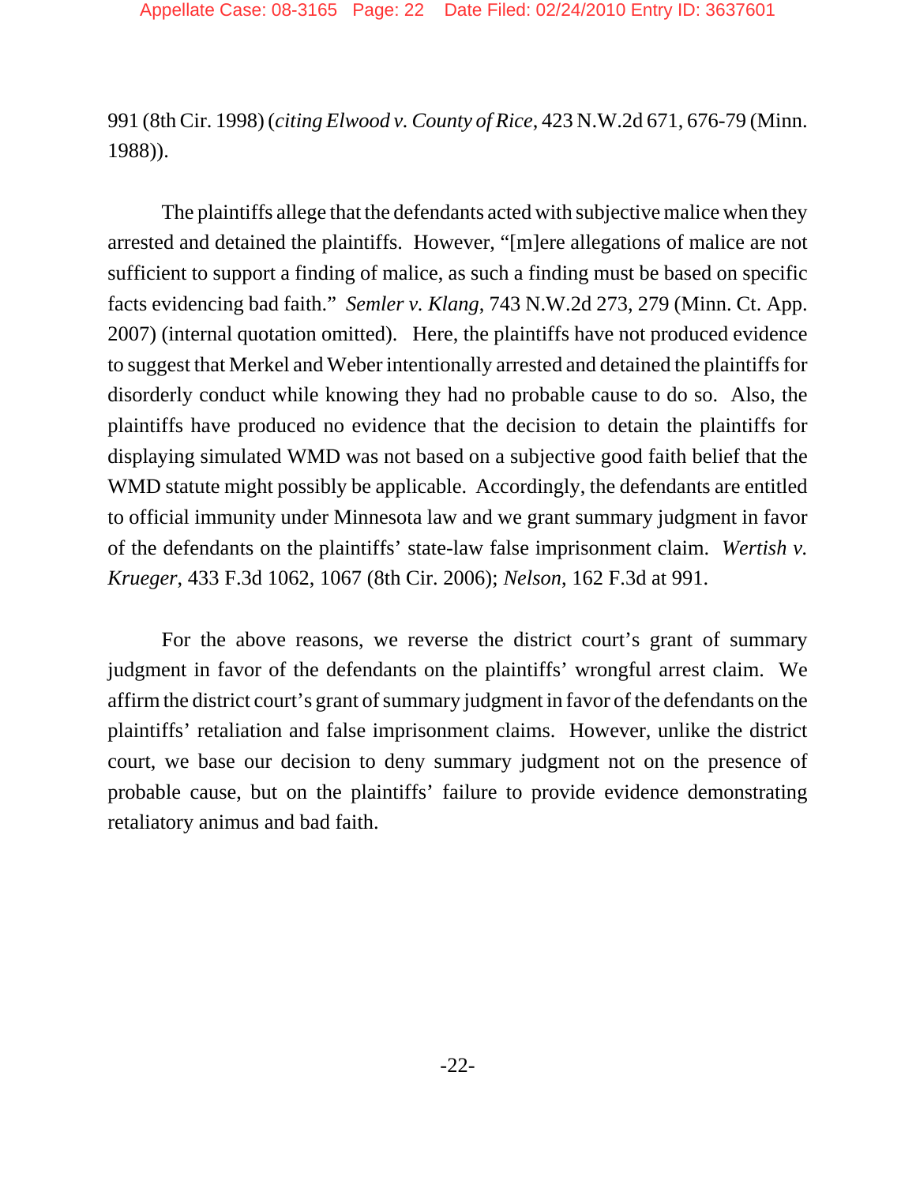991 (8th Cir. 1998) (*citing Elwood v. County of Rice*, 423 N.W.2d 671, 676-79 (Minn. 1988)).

The plaintiffs allege that the defendants acted with subjective malice when they arrested and detained the plaintiffs. However, "[m]ere allegations of malice are not sufficient to support a finding of malice, as such a finding must be based on specific facts evidencing bad faith." *Semler v. Klang*, 743 N.W.2d 273, 279 (Minn. Ct. App. 2007) (internal quotation omitted). Here, the plaintiffs have not produced evidence to suggest that Merkel and Weber intentionally arrested and detained the plaintiffs for disorderly conduct while knowing they had no probable cause to do so. Also, the plaintiffs have produced no evidence that the decision to detain the plaintiffs for displaying simulated WMD was not based on a subjective good faith belief that the WMD statute might possibly be applicable. Accordingly, the defendants are entitled to official immunity under Minnesota law and we grant summary judgment in favor of the defendants on the plaintiffs' state-law false imprisonment claim. *Wertish v. Krueger*, 433 F.3d 1062, 1067 (8th Cir. 2006); *Nelson*, 162 F.3d at 991.

For the above reasons, we reverse the district court's grant of summary judgment in favor of the defendants on the plaintiffs' wrongful arrest claim. We affirm the district court's grant of summary judgment in favor of the defendants on the plaintiffs' retaliation and false imprisonment claims. However, unlike the district court, we base our decision to deny summary judgment not on the presence of probable cause, but on the plaintiffs' failure to provide evidence demonstrating retaliatory animus and bad faith.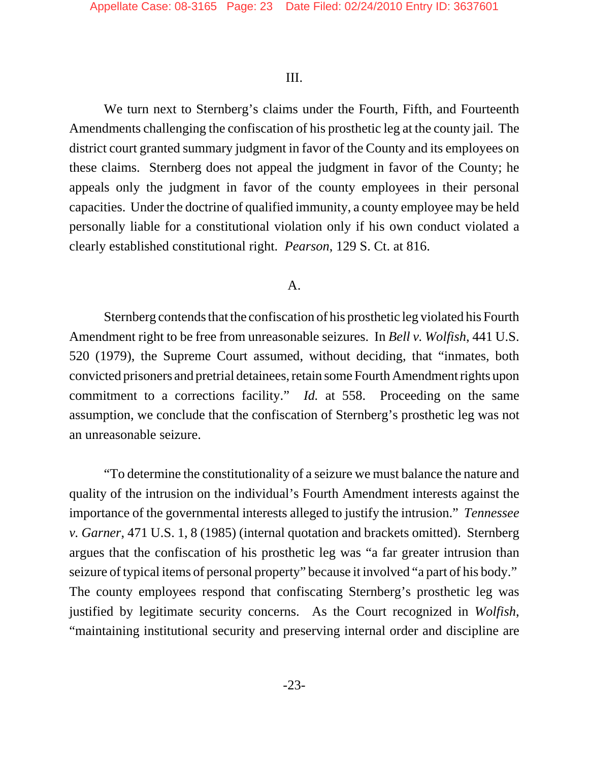## III.

We turn next to Sternberg's claims under the Fourth, Fifth, and Fourteenth Amendments challenging the confiscation of his prosthetic leg at the county jail. The district court granted summary judgment in favor of the County and its employees on these claims. Sternberg does not appeal the judgment in favor of the County; he appeals only the judgment in favor of the county employees in their personal capacities. Under the doctrine of qualified immunity, a county employee may be held personally liable for a constitutional violation only if his own conduct violated a clearly established constitutional right. *Pearson*, 129 S. Ct. at 816.

### A.

Sternberg contends that the confiscation of his prosthetic leg violated his Fourth Amendment right to be free from unreasonable seizures. In *Bell v. Wolfish*, 441 U.S. 520 (1979), the Supreme Court assumed, without deciding, that "inmates, both convicted prisoners and pretrial detainees, retain some Fourth Amendment rights upon commitment to a corrections facility." *Id.* at 558. Proceeding on the same assumption, we conclude that the confiscation of Sternberg's prosthetic leg was not an unreasonable seizure.

"To determine the constitutionality of a seizure we must balance the nature and quality of the intrusion on the individual's Fourth Amendment interests against the importance of the governmental interests alleged to justify the intrusion." *Tennessee v. Garner*, 471 U.S. 1, 8 (1985) (internal quotation and brackets omitted). Sternberg argues that the confiscation of his prosthetic leg was "a far greater intrusion than seizure of typical items of personal property" because it involved "a part of his body." The county employees respond that confiscating Sternberg's prosthetic leg was justified by legitimate security concerns. As the Court recognized in *Wolfish*, "maintaining institutional security and preserving internal order and discipline are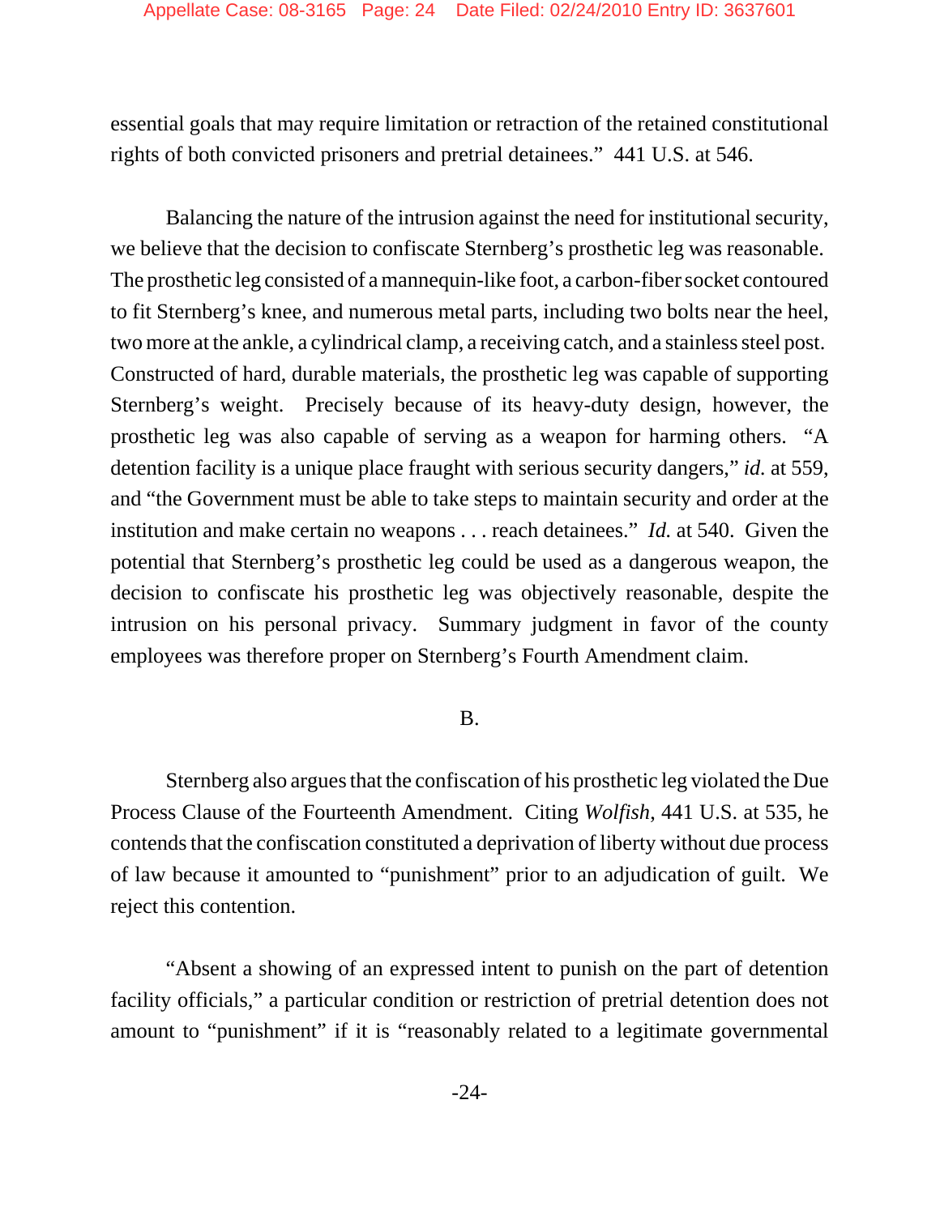essential goals that may require limitation or retraction of the retained constitutional rights of both convicted prisoners and pretrial detainees." 441 U.S. at 546.

Balancing the nature of the intrusion against the need for institutional security, we believe that the decision to confiscate Sternberg's prosthetic leg was reasonable. The prosthetic leg consisted of a mannequin-like foot, a carbon-fiber socket contoured to fit Sternberg's knee, and numerous metal parts, including two bolts near the heel, two more at the ankle, a cylindrical clamp, a receiving catch, and a stainless steel post. Constructed of hard, durable materials, the prosthetic leg was capable of supporting Sternberg's weight. Precisely because of its heavy-duty design, however, the prosthetic leg was also capable of serving as a weapon for harming others. "A detention facility is a unique place fraught with serious security dangers," *id.* at 559, and "the Government must be able to take steps to maintain security and order at the institution and make certain no weapons . . . reach detainees." *Id.* at 540. Given the potential that Sternberg's prosthetic leg could be used as a dangerous weapon, the decision to confiscate his prosthetic leg was objectively reasonable, despite the intrusion on his personal privacy. Summary judgment in favor of the county employees was therefore proper on Sternberg's Fourth Amendment claim.

## B.

Sternberg also argues that the confiscation of his prosthetic leg violated the Due Process Clause of the Fourteenth Amendment. Citing *Wolfish*, 441 U.S. at 535, he contends that the confiscation constituted a deprivation of liberty without due process of law because it amounted to "punishment" prior to an adjudication of guilt. We reject this contention.

"Absent a showing of an expressed intent to punish on the part of detention facility officials," a particular condition or restriction of pretrial detention does not amount to "punishment" if it is "reasonably related to a legitimate governmental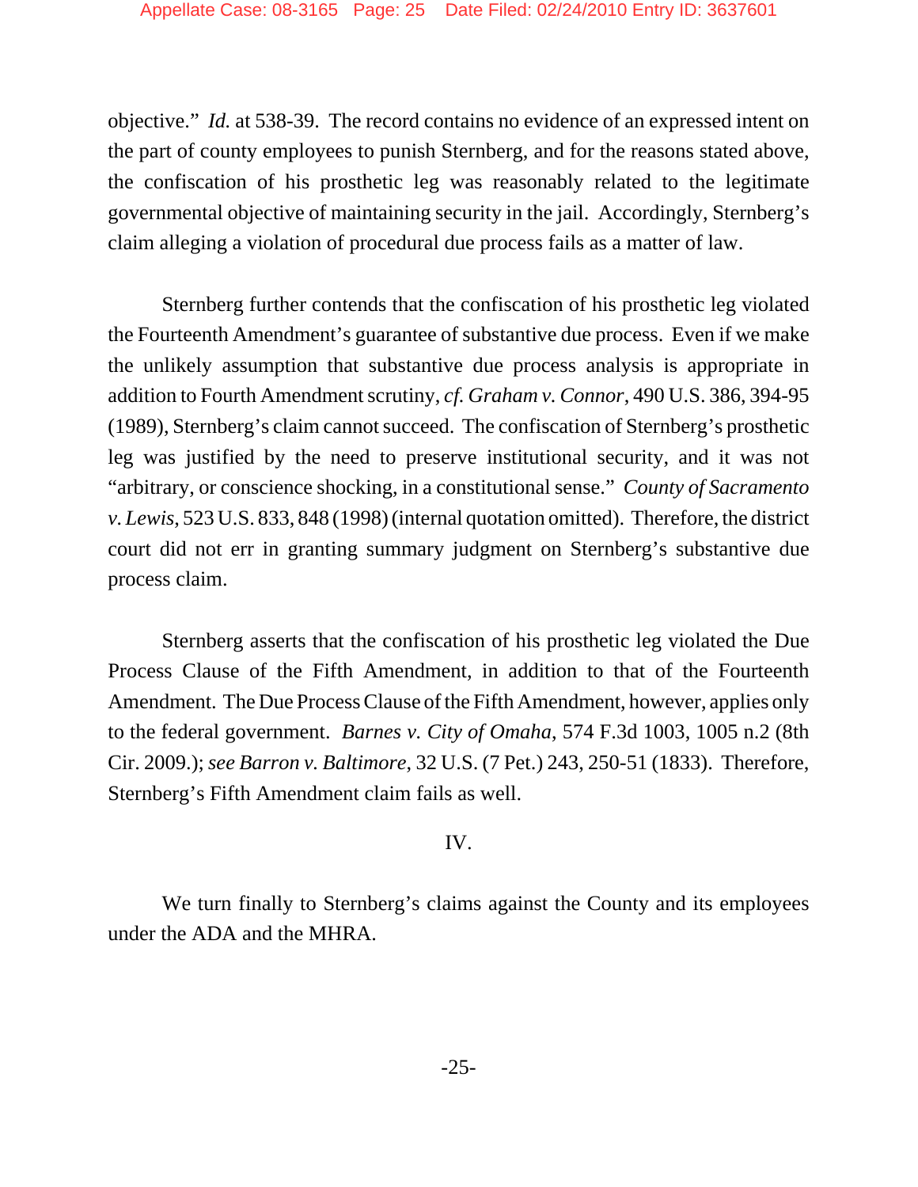objective." *Id.* at 538-39. The record contains no evidence of an expressed intent on the part of county employees to punish Sternberg, and for the reasons stated above, the confiscation of his prosthetic leg was reasonably related to the legitimate governmental objective of maintaining security in the jail. Accordingly, Sternberg's claim alleging a violation of procedural due process fails as a matter of law.

Sternberg further contends that the confiscation of his prosthetic leg violated the Fourteenth Amendment's guarantee of substantive due process. Even if we make the unlikely assumption that substantive due process analysis is appropriate in addition to Fourth Amendment scrutiny, *cf. Graham v. Connor*, 490 U.S. 386, 394-95 (1989), Sternberg's claim cannot succeed. The confiscation of Sternberg's prosthetic leg was justified by the need to preserve institutional security, and it was not "arbitrary, or conscience shocking, in a constitutional sense." *County of Sacramento v. Lewis*, 523 U.S. 833, 848 (1998) (internal quotation omitted). Therefore, the district court did not err in granting summary judgment on Sternberg's substantive due process claim.

Sternberg asserts that the confiscation of his prosthetic leg violated the Due Process Clause of the Fifth Amendment, in addition to that of the Fourteenth Amendment. The Due Process Clause of the Fifth Amendment, however, applies only to the federal government. *Barnes v. City of Omaha*, 574 F.3d 1003, 1005 n.2 (8th Cir. 2009.); *see Barron v. Baltimore*, 32 U.S. (7 Pet.) 243, 250-51 (1833). Therefore, Sternberg's Fifth Amendment claim fails as well.

## IV.

We turn finally to Sternberg's claims against the County and its employees under the ADA and the MHRA.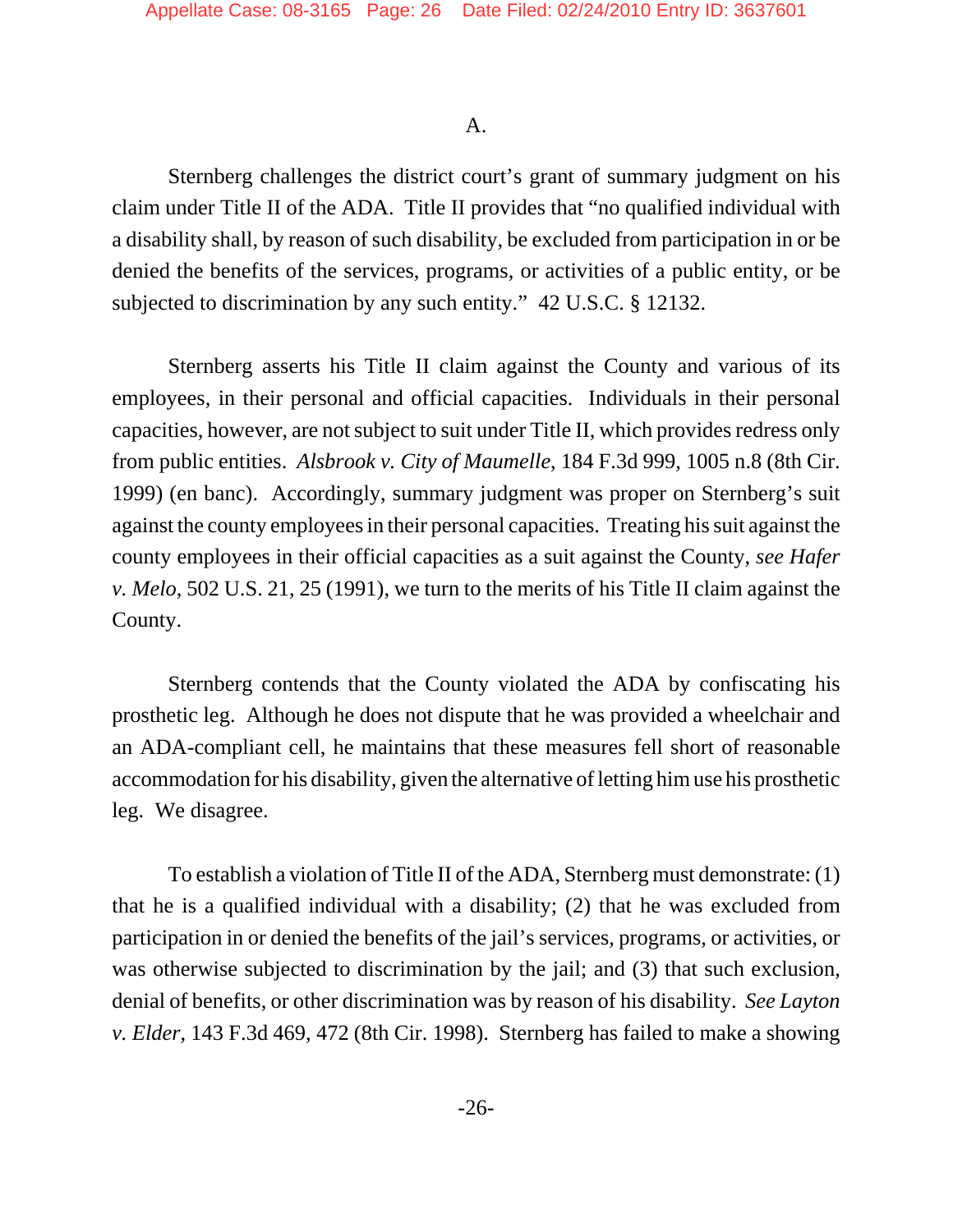A.

Sternberg challenges the district court's grant of summary judgment on his claim under Title II of the ADA. Title II provides that "no qualified individual with a disability shall, by reason of such disability, be excluded from participation in or be denied the benefits of the services, programs, or activities of a public entity, or be subjected to discrimination by any such entity." 42 U.S.C. § 12132.

Sternberg asserts his Title II claim against the County and various of its employees, in their personal and official capacities. Individuals in their personal capacities, however, are not subject to suit under Title II, which provides redress only from public entities. *Alsbrook v. City of Maumelle*, 184 F.3d 999, 1005 n.8 (8th Cir. 1999) (en banc). Accordingly, summary judgment was proper on Sternberg's suit against the county employees in their personal capacities. Treating his suit against the county employees in their official capacities as a suit against the County, *see Hafer v. Melo*, 502 U.S. 21, 25 (1991), we turn to the merits of his Title II claim against the County.

Sternberg contends that the County violated the ADA by confiscating his prosthetic leg. Although he does not dispute that he was provided a wheelchair and an ADA-compliant cell, he maintains that these measures fell short of reasonable accommodation for his disability, given the alternative of letting him use his prosthetic leg. We disagree.

To establish a violation of Title II of the ADA, Sternberg must demonstrate: (1) that he is a qualified individual with a disability; (2) that he was excluded from participation in or denied the benefits of the jail's services, programs, or activities, or was otherwise subjected to discrimination by the jail; and (3) that such exclusion, denial of benefits, or other discrimination was by reason of his disability. *See Layton v. Elder*, 143 F.3d 469, 472 (8th Cir. 1998). Sternberg has failed to make a showing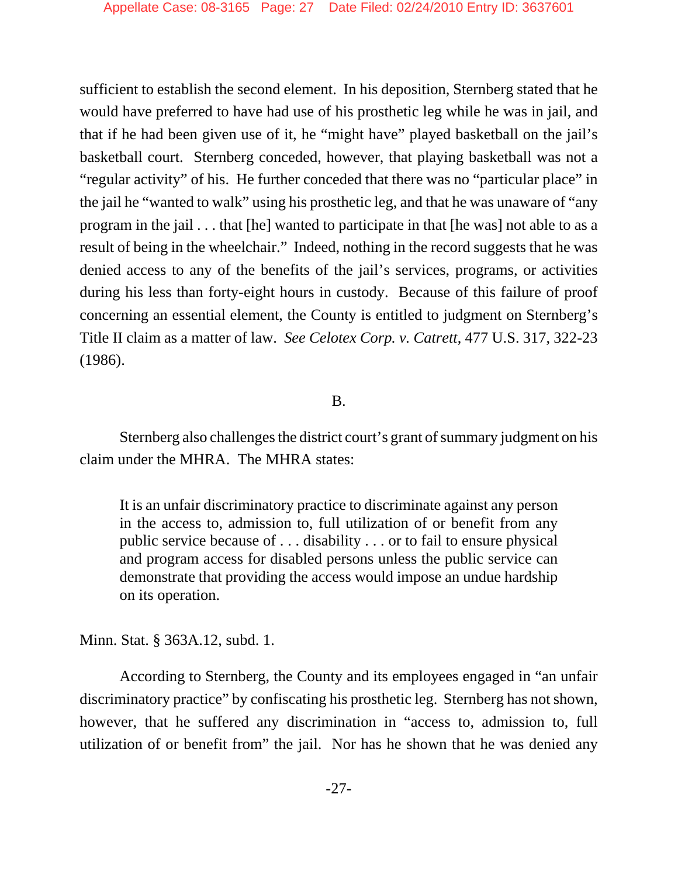sufficient to establish the second element. In his deposition, Sternberg stated that he would have preferred to have had use of his prosthetic leg while he was in jail, and that if he had been given use of it, he "might have" played basketball on the jail's basketball court. Sternberg conceded, however, that playing basketball was not a "regular activity" of his. He further conceded that there was no "particular place" in the jail he "wanted to walk" using his prosthetic leg, and that he was unaware of "any program in the jail . . . that [he] wanted to participate in that [he was] not able to as a result of being in the wheelchair." Indeed, nothing in the record suggests that he was denied access to any of the benefits of the jail's services, programs, or activities during his less than forty-eight hours in custody. Because of this failure of proof concerning an essential element, the County is entitled to judgment on Sternberg's Title II claim as a matter of law. *See Celotex Corp. v. Catrett*, 477 U.S. 317, 322-23 (1986).

## B.

Sternberg also challenges the district court's grant of summary judgment on his claim under the MHRA. The MHRA states:

> It is an unfair discriminatory practice to discriminate against any person in the access to, admission to, full utilization of or benefit from any public service because of . . . disability . . . or to fail to ensure physical and program access for disabled persons unless the public service can demonstrate that providing the access would impose an undue hardship on its operation.

Minn. Stat. § 363A.12, subd. 1.

According to Sternberg, the County and its employees engaged in "an unfair discriminatory practice" by confiscating his prosthetic leg. Sternberg has not shown, however, that he suffered any discrimination in "access to, admission to, full utilization of or benefit from" the jail. Nor has he shown that he was denied any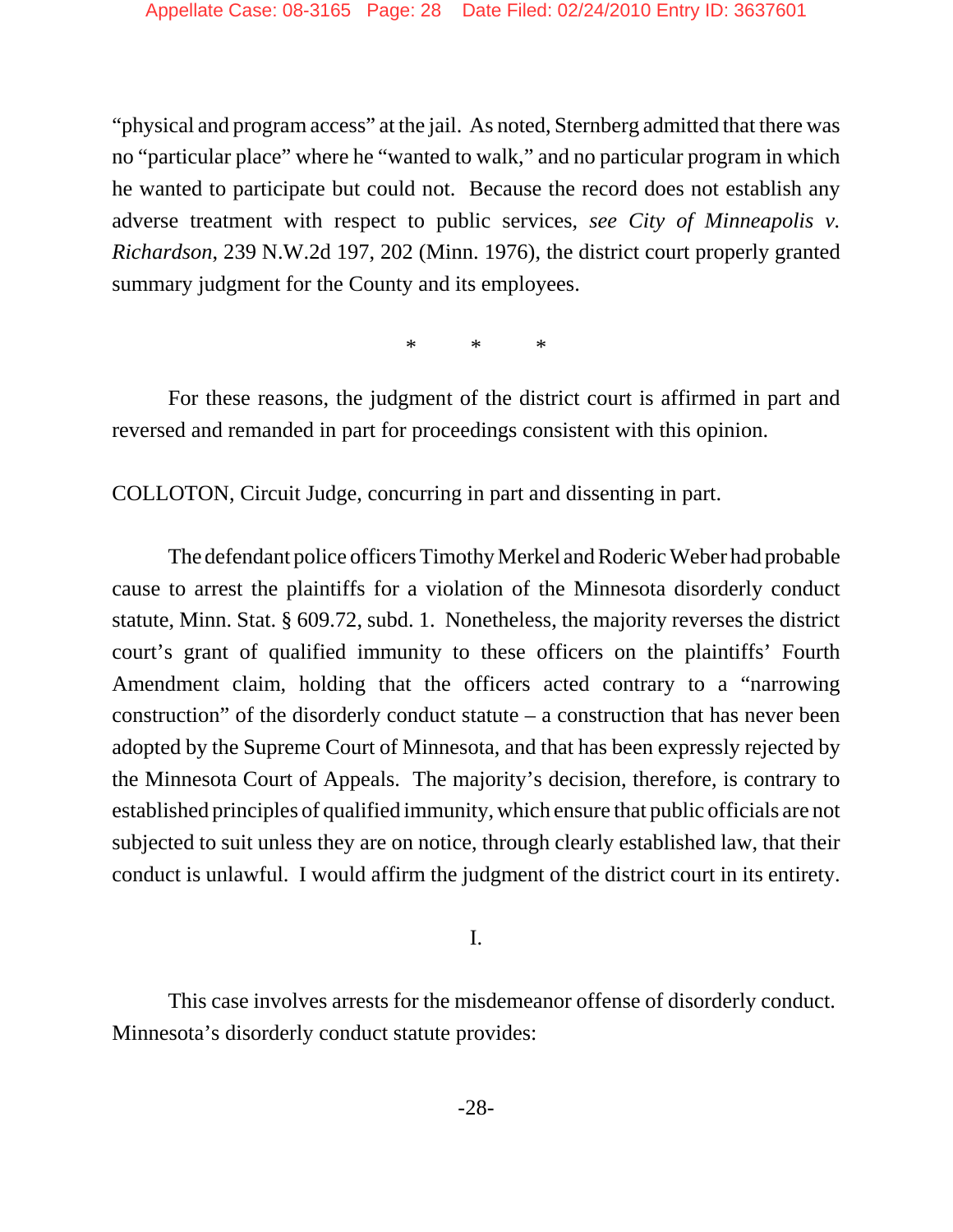"physical and program access" at the jail. As noted, Sternberg admitted that there was no "particular place" where he "wanted to walk," and no particular program in which he wanted to participate but could not. Because the record does not establish any adverse treatment with respect to public services, *see City of Minneapolis v. Richardson*, 239 N.W.2d 197, 202 (Minn. 1976), the district court properly granted summary judgment for the County and its employees.

\* \* \*

For these reasons, the judgment of the district court is affirmed in part and reversed and remanded in part for proceedings consistent with this opinion.

COLLOTON, Circuit Judge, concurring in part and dissenting in part.

The defendant police officers Timothy Merkel and Roderic Weber had probable cause to arrest the plaintiffs for a violation of the Minnesota disorderly conduct statute, Minn. Stat. § 609.72, subd. 1. Nonetheless, the majority reverses the district court's grant of qualified immunity to these officers on the plaintiffs' Fourth Amendment claim, holding that the officers acted contrary to a "narrowing construction" of the disorderly conduct statute – a construction that has never been adopted by the Supreme Court of Minnesota, and that has been expressly rejected by the Minnesota Court of Appeals. The majority's decision, therefore, is contrary to established principles of qualified immunity, which ensure that public officials are not subjected to suit unless they are on notice, through clearly established law, that their conduct is unlawful. I would affirm the judgment of the district court in its entirety.

I.

This case involves arrests for the misdemeanor offense of disorderly conduct. Minnesota's disorderly conduct statute provides: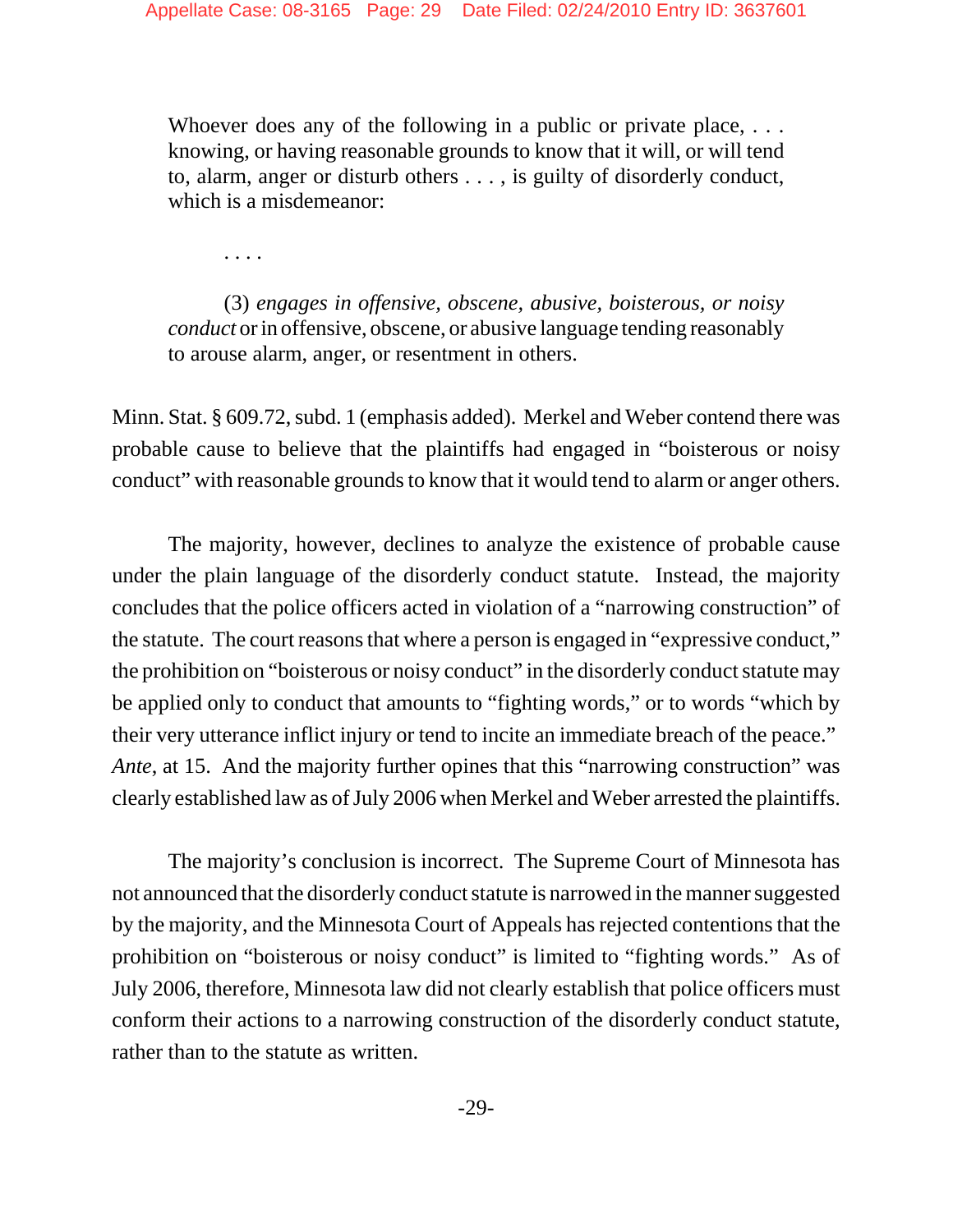> Whoever does any of the following in a public or private place, . . . knowing, or having reasonable grounds to know that it will, or will tend to, alarm, anger or disturb others . . . , is guilty of disorderly conduct, which is a misdemeanor:
>
> . . . .
>
> (3) *engages in offensive, obscene, abusive, boisterous, or noisy conduct* or in offensive, obscene, or abusive language tending reasonably to arouse alarm, anger, or resentment in others.

Minn. Stat. § 609.72, subd. 1 (emphasis added). Merkel and Weber contend there was probable cause to believe that the plaintiffs had engaged in "boisterous or noisy conduct" with reasonable grounds to know that it would tend to alarm or anger others.

The majority, however, declines to analyze the existence of probable cause under the plain language of the disorderly conduct statute. Instead, the majority concludes that the police officers acted in violation of a "narrowing construction" of the statute. The court reasons that where a person is engaged in "expressive conduct," the prohibition on "boisterous or noisy conduct" in the disorderly conduct statute may be applied only to conduct that amounts to "fighting words," or to words "which by their very utterance inflict injury or tend to incite an immediate breach of the peace." *Ante*, at 15. And the majority further opines that this "narrowing construction" was clearly established law as of July 2006 when Merkel and Weber arrested the plaintiffs.

The majority's conclusion is incorrect. The Supreme Court of Minnesota has not announced that the disorderly conduct statute is narrowed in the manner suggested by the majority, and the Minnesota Court of Appeals has rejected contentions that the prohibition on "boisterous or noisy conduct" is limited to "fighting words." As of July 2006, therefore, Minnesota law did not clearly establish that police officers must conform their actions to a narrowing construction of the disorderly conduct statute, rather than to the statute as written.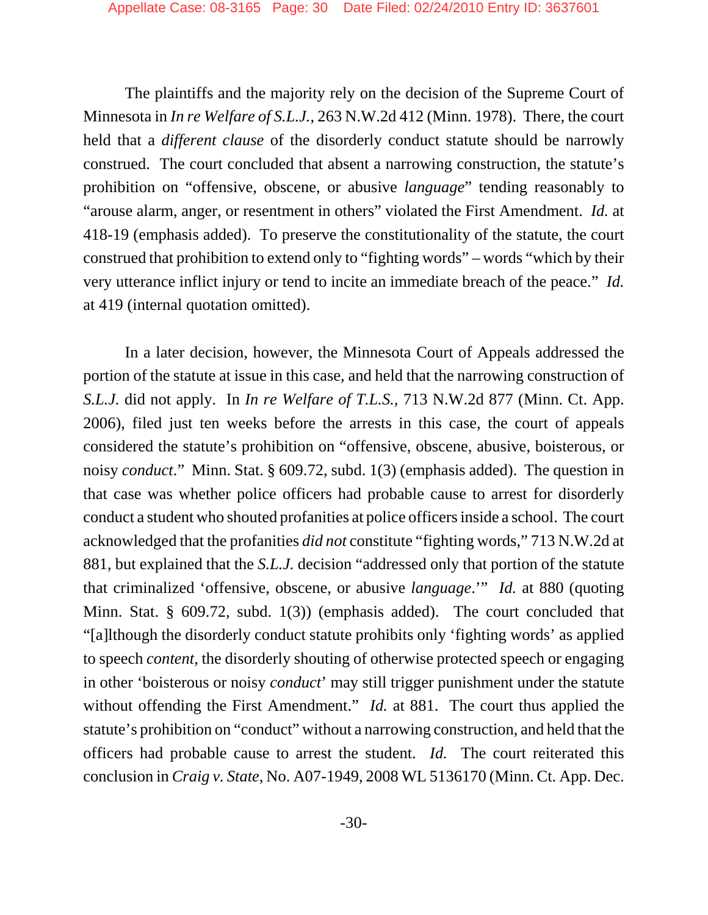The plaintiffs and the majority rely on the decision of the Supreme Court of Minnesota in *In re Welfare of S.L.J.*, 263 N.W.2d 412 (Minn. 1978). There, the court held that a *different clause* of the disorderly conduct statute should be narrowly construed. The court concluded that absent a narrowing construction, the statute's prohibition on "offensive, obscene, or abusive *language*" tending reasonably to "arouse alarm, anger, or resentment in others" violated the First Amendment. *Id.* at 418-19 (emphasis added). To preserve the constitutionality of the statute, the court construed that prohibition to extend only to "fighting words" – words "which by their very utterance inflict injury or tend to incite an immediate breach of the peace." *Id.* at 419 (internal quotation omitted).

In a later decision, however, the Minnesota Court of Appeals addressed the portion of the statute at issue in this case, and held that the narrowing construction of *S.L.J.* did not apply. In *In re Welfare of T.L.S.*, 713 N.W.2d 877 (Minn. Ct. App. 2006), filed just ten weeks before the arrests in this case, the court of appeals considered the statute's prohibition on "offensive, obscene, abusive, boisterous, or noisy *conduct*." Minn. Stat. § 609.72, subd. 1(3) (emphasis added). The question in that case was whether police officers had probable cause to arrest for disorderly conduct a student who shouted profanities at police officers inside a school. The court acknowledged that the profanities *did not* constitute "fighting words," 713 N.W.2d at 881, but explained that the *S.L.J.* decision "addressed only that portion of the statute that criminalized 'offensive, obscene, or abusive *language*.'" *Id.* at 880 (quoting Minn. Stat. § 609.72, subd. 1(3)) (emphasis added). The court concluded that "[a]lthough the disorderly conduct statute prohibits only 'fighting words' as applied to speech *content*, the disorderly shouting of otherwise protected speech or engaging in other 'boisterous or noisy *conduct*' may still trigger punishment under the statute without offending the First Amendment." *Id.* at 881. The court thus applied the statute's prohibition on "conduct" without a narrowing construction, and held that the officers had probable cause to arrest the student. *Id.* The court reiterated this conclusion in *Craig v. State*, No. A07-1949, 2008 WL 5136170 (Minn. Ct. App. Dec.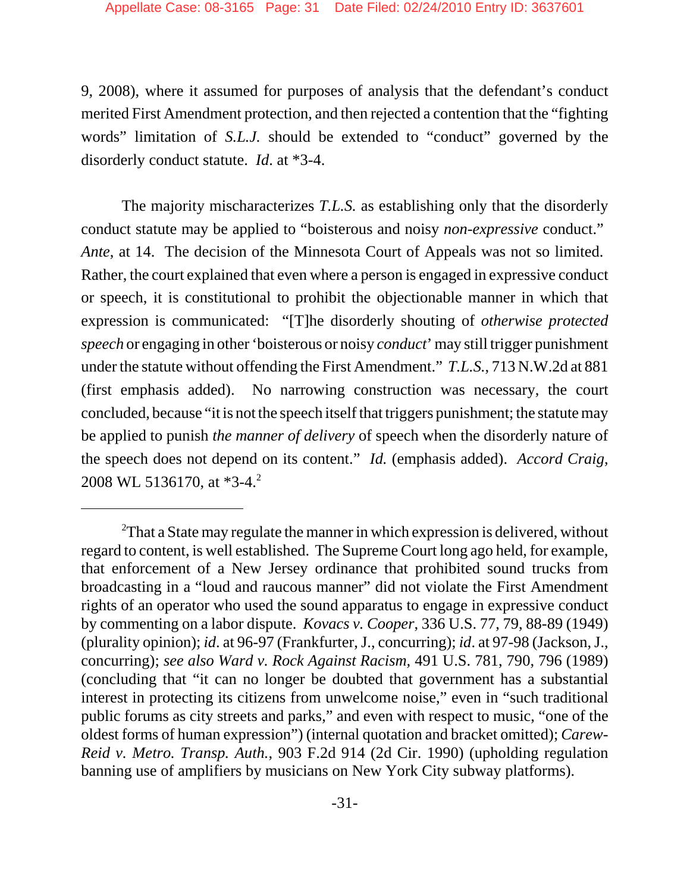9, 2008), where it assumed for purposes of analysis that the defendant's conduct merited First Amendment protection, and then rejected a contention that the "fighting words" limitation of *S.L.J.* should be extended to "conduct" governed by the disorderly conduct statute. *Id*. at *3-4.

The majority mischaracterizes *T.L.S.* as establishing only that the disorderly conduct statute may be applied to "boisterous and noisy *non-expressive* conduct." *Ante*, at 14. The decision of the Minnesota Court of Appeals was not so limited. Rather, the court explained that even where a person is engaged in expressive conduct or speech, it is constitutional to prohibit the objectionable manner in which that expression is communicated: "[T]he disorderly shouting of *otherwise protected speech* or engaging in other 'boisterous or noisy *conduct*' may still trigger punishment under the statute without offending the First Amendment." *T.L.S.*, 713 N.W.2d at 881 (first emphasis added). No narrowing construction was necessary, the court concluded, because "it is not the speech itself that triggers punishment; the statute may be applied to punish *the manner of delivery* of speech when the disorderly nature of the speech does not depend on its content." *Id.* (emphasis added). *Accord Craig*, 2008 WL 5136170, at *3-4.[2]

[2]That a State may regulate the manner in which expression is delivered, without regard to content, is well established. The Supreme Court long ago held, for example, that enforcement of a New Jersey ordinance that prohibited sound trucks from broadcasting in a "loud and raucous manner" did not violate the First Amendment rights of an operator who used the sound apparatus to engage in expressive conduct by commenting on a labor dispute. *Kovacs v. Cooper*, 336 U.S. 77, 79, 88-89 (1949) (plurality opinion); *id*. at 96-97 (Frankfurter, J., concurring); *id*. at 97-98 (Jackson, J., concurring); *see also Ward v. Rock Against Racism*, 491 U.S. 781, 790, 796 (1989) (concluding that "it can no longer be doubted that government has a substantial interest in protecting its citizens from unwelcome noise," even in "such traditional public forums as city streets and parks," and even with respect to music, "one of the oldest forms of human expression") (internal quotation and bracket omitted); *Carew-Reid v. Metro. Transp. Auth.*, 903 F.2d 914 (2d Cir. 1990) (upholding regulation banning use of amplifiers by musicians on New York City subway platforms).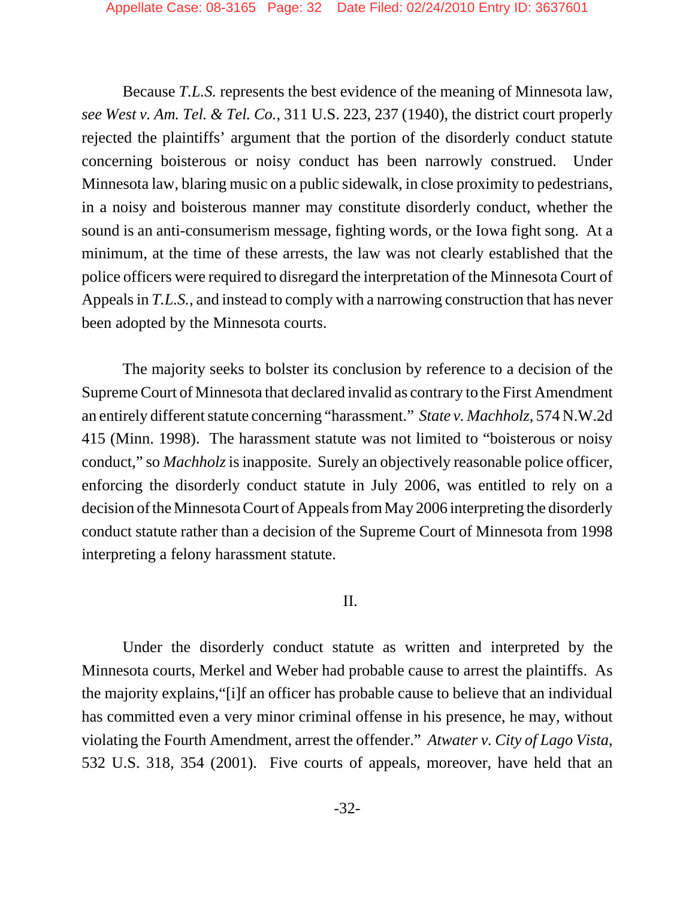Because *T.L.S.* represents the best evidence of the meaning of Minnesota law, *see West v. Am. Tel. & Tel. Co.*, 311 U.S. 223, 237 (1940), the district court properly rejected the plaintiffs' argument that the portion of the disorderly conduct statute concerning boisterous or noisy conduct has been narrowly construed. Under Minnesota law, blaring music on a public sidewalk, in close proximity to pedestrians, in a noisy and boisterous manner may constitute disorderly conduct, whether the sound is an anti-consumerism message, fighting words, or the Iowa fight song. At a minimum, at the time of these arrests, the law was not clearly established that the police officers were required to disregard the interpretation of the Minnesota Court of Appeals in *T.L.S.*, and instead to comply with a narrowing construction that has never been adopted by the Minnesota courts.

The majority seeks to bolster its conclusion by reference to a decision of the Supreme Court of Minnesota that declared invalid as contrary to the First Amendment an entirely different statute concerning "harassment." *State v. Machholz*, 574 N.W.2d 415 (Minn. 1998). The harassment statute was not limited to "boisterous or noisy conduct," so *Machholz* is inapposite. Surely an objectively reasonable police officer, enforcing the disorderly conduct statute in July 2006, was entitled to rely on a decision of the Minnesota Court of Appeals from May 2006 interpreting the disorderly conduct statute rather than a decision of the Supreme Court of Minnesota from 1998 interpreting a felony harassment statute.

## II.

Under the disorderly conduct statute as written and interpreted by the Minnesota courts, Merkel and Weber had probable cause to arrest the plaintiffs. As the majority explains,"[i]f an officer has probable cause to believe that an individual has committed even a very minor criminal offense in his presence, he may, without violating the Fourth Amendment, arrest the offender." *Atwater v. City of Lago Vista*, 532 U.S. 318, 354 (2001). Five courts of appeals, moreover, have held that an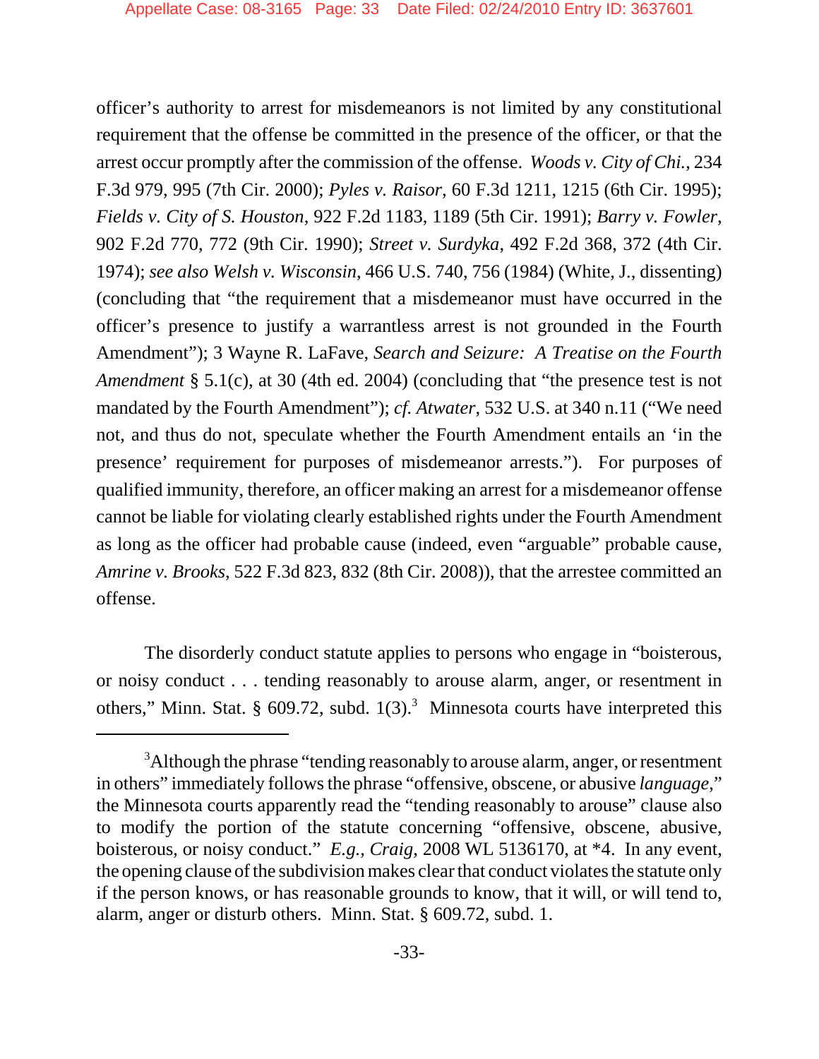officer's authority to arrest for misdemeanors is not limited by any constitutional requirement that the offense be committed in the presence of the officer, or that the arrest occur promptly after the commission of the offense. *Woods v. City of Chi.*, 234 F.3d 979, 995 (7th Cir. 2000); *Pyles v. Raisor*, 60 F.3d 1211, 1215 (6th Cir. 1995); *Fields v. City of S. Houston*, 922 F.2d 1183, 1189 (5th Cir. 1991); *Barry v. Fowler*, 902 F.2d 770, 772 (9th Cir. 1990); *Street v. Surdyka*, 492 F.2d 368, 372 (4th Cir. 1974); *see also Welsh v. Wisconsin*, 466 U.S. 740, 756 (1984) (White, J., dissenting) (concluding that "the requirement that a misdemeanor must have occurred in the officer's presence to justify a warrantless arrest is not grounded in the Fourth Amendment"); 3 Wayne R. LaFave, *Search and Seizure: A Treatise on the Fourth Amendment* § 5.1(c), at 30 (4th ed. 2004) (concluding that "the presence test is not mandated by the Fourth Amendment"); *cf. Atwater*, 532 U.S. at 340 n.11 ("We need not, and thus do not, speculate whether the Fourth Amendment entails an 'in the presence' requirement for purposes of misdemeanor arrests."). For purposes of qualified immunity, therefore, an officer making an arrest for a misdemeanor offense cannot be liable for violating clearly established rights under the Fourth Amendment as long as the officer had probable cause (indeed, even "arguable" probable cause, *Amrine v. Brooks*, 522 F.3d 823, 832 (8th Cir. 2008)), that the arrestee committed an offense.

The disorderly conduct statute applies to persons who engage in "boisterous, or noisy conduct . . . tending reasonably to arouse alarm, anger, or resentment in others," Minn. Stat. § 609.72, subd. 1(3).[3] Minnesota courts have interpreted this

---

[3] Although the phrase "tending reasonably to arouse alarm, anger, or resentment in others" immediately follows the phrase "offensive, obscene, or abusive *language*," the Minnesota courts apparently read the "tending reasonably to arouse" clause also to modify the portion of the statute concerning "offensive, obscene, abusive, boisterous, or noisy conduct." *E.g.*, *Craig*, 2008 WL 5136170, at *4. In any event, the opening clause of the subdivision makes clear that conduct violates the statute only if the person knows, or has reasonable grounds to know, that it will, or will tend to, alarm, anger or disturb others. Minn. Stat. § 609.72, subd. 1.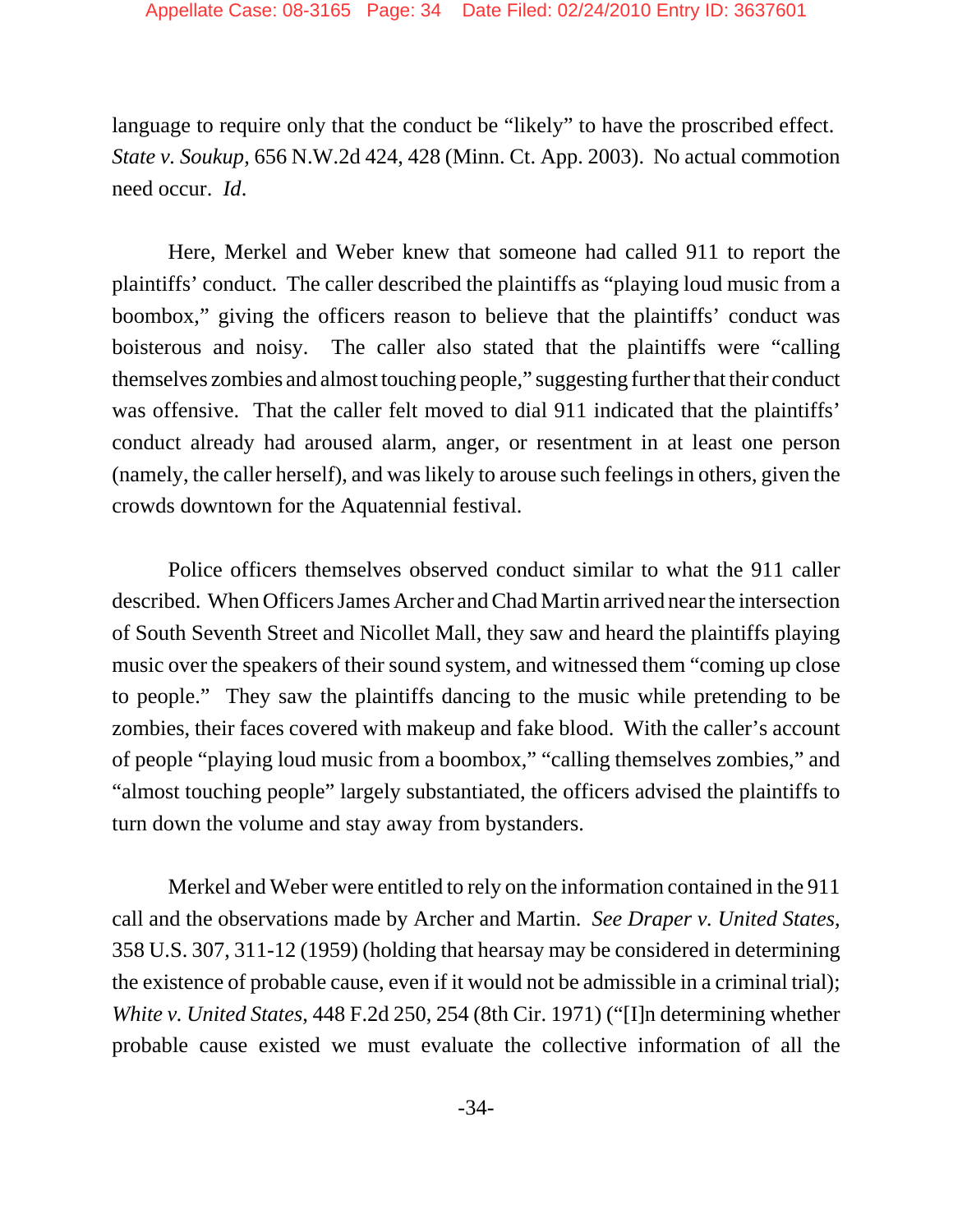language to require only that the conduct be "likely" to have the proscribed effect. *State v. Soukup*, 656 N.W.2d 424, 428 (Minn. Ct. App. 2003). No actual commotion need occur. *Id*.

Here, Merkel and Weber knew that someone had called 911 to report the plaintiffs' conduct. The caller described the plaintiffs as "playing loud music from a boombox," giving the officers reason to believe that the plaintiffs' conduct was boisterous and noisy. The caller also stated that the plaintiffs were "calling themselves zombies and almost touching people," suggesting further that their conduct was offensive. That the caller felt moved to dial 911 indicated that the plaintiffs' conduct already had aroused alarm, anger, or resentment in at least one person (namely, the caller herself), and was likely to arouse such feelings in others, given the crowds downtown for the Aquatennial festival.

Police officers themselves observed conduct similar to what the 911 caller described. When Officers James Archer and Chad Martin arrived near the intersection of South Seventh Street and Nicollet Mall, they saw and heard the plaintiffs playing music over the speakers of their sound system, and witnessed them "coming up close to people." They saw the plaintiffs dancing to the music while pretending to be zombies, their faces covered with makeup and fake blood. With the caller's account of people "playing loud music from a boombox," "calling themselves zombies," and "almost touching people" largely substantiated, the officers advised the plaintiffs to turn down the volume and stay away from bystanders.

Merkel and Weber were entitled to rely on the information contained in the 911 call and the observations made by Archer and Martin. *See Draper v. United States*, 358 U.S. 307, 311-12 (1959) (holding that hearsay may be considered in determining the existence of probable cause, even if it would not be admissible in a criminal trial); *White v. United States*, 448 F.2d 250, 254 (8th Cir. 1971) ("[I]n determining whether probable cause existed we must evaluate the collective information of all the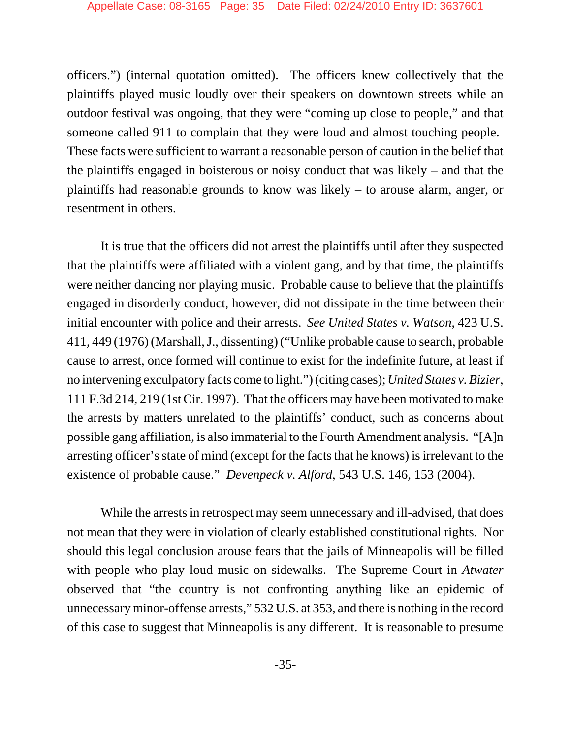officers.") (internal quotation omitted). The officers knew collectively that the plaintiffs played music loudly over their speakers on downtown streets while an outdoor festival was ongoing, that they were "coming up close to people," and that someone called 911 to complain that they were loud and almost touching people. These facts were sufficient to warrant a reasonable person of caution in the belief that the plaintiffs engaged in boisterous or noisy conduct that was likely – and that the plaintiffs had reasonable grounds to know was likely – to arouse alarm, anger, or resentment in others.

It is true that the officers did not arrest the plaintiffs until after they suspected that the plaintiffs were affiliated with a violent gang, and by that time, the plaintiffs were neither dancing nor playing music. Probable cause to believe that the plaintiffs engaged in disorderly conduct, however, did not dissipate in the time between their initial encounter with police and their arrests. *See United States v. Watson*, 423 U.S. 411, 449 (1976) (Marshall, J., dissenting) ("Unlike probable cause to search, probable cause to arrest, once formed will continue to exist for the indefinite future, at least if no intervening exculpatory facts come to light.") (citing cases); *United States v. Bizier*, 111 F.3d 214, 219 (1st Cir. 1997). That the officers may have been motivated to make the arrests by matters unrelated to the plaintiffs' conduct, such as concerns about possible gang affiliation, is also immaterial to the Fourth Amendment analysis. "[A]n arresting officer's state of mind (except for the facts that he knows) is irrelevant to the existence of probable cause." *Devenpeck v. Alford*, 543 U.S. 146, 153 (2004).

While the arrests in retrospect may seem unnecessary and ill-advised, that does not mean that they were in violation of clearly established constitutional rights. Nor should this legal conclusion arouse fears that the jails of Minneapolis will be filled with people who play loud music on sidewalks. The Supreme Court in *Atwater* observed that "the country is not confronting anything like an epidemic of unnecessary minor-offense arrests," 532 U.S. at 353, and there is nothing in the record of this case to suggest that Minneapolis is any different. It is reasonable to presume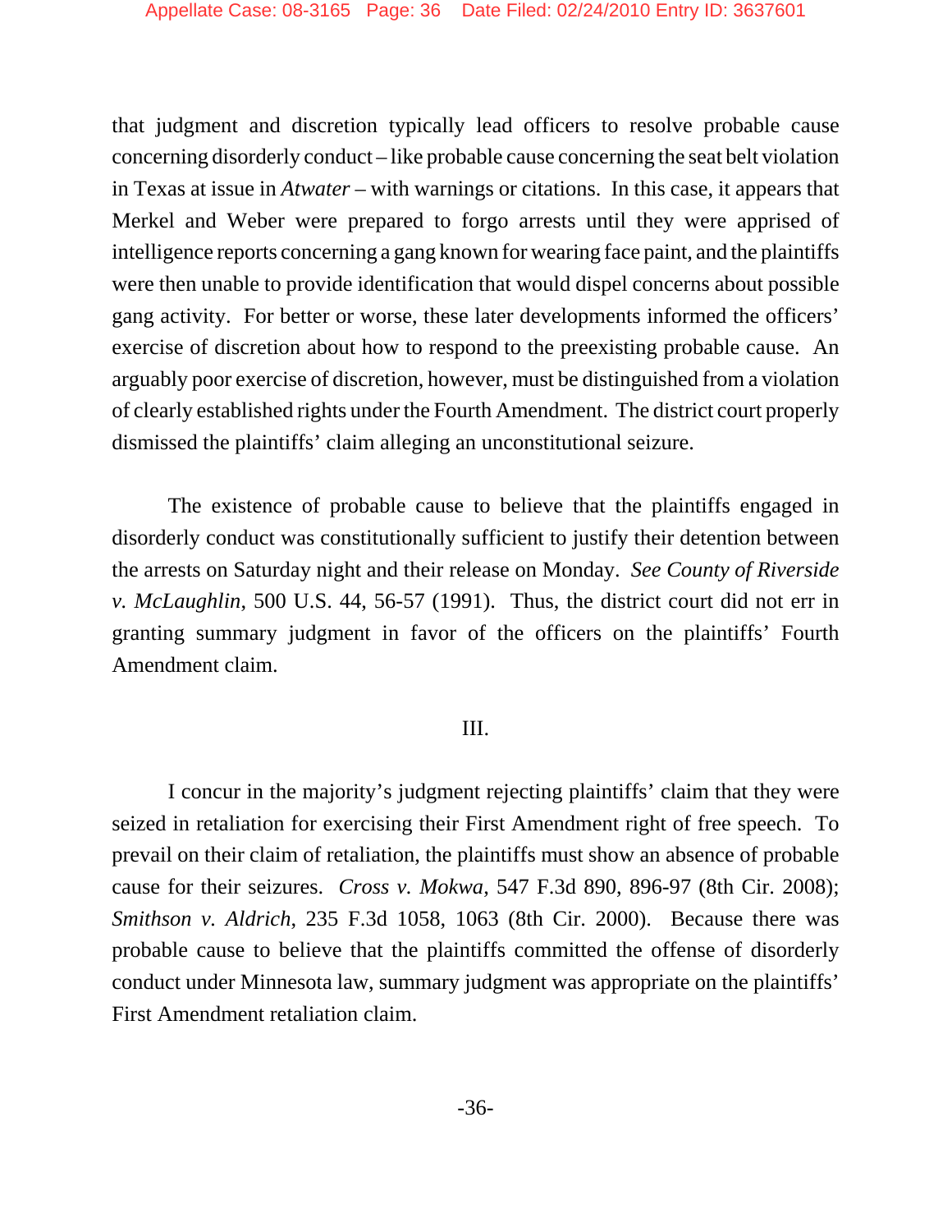that judgment and discretion typically lead officers to resolve probable cause concerning disorderly conduct – like probable cause concerning the seat belt violation in Texas at issue in *Atwater* – with warnings or citations. In this case, it appears that Merkel and Weber were prepared to forgo arrests until they were apprised of intelligence reports concerning a gang known for wearing face paint, and the plaintiffs were then unable to provide identification that would dispel concerns about possible gang activity. For better or worse, these later developments informed the officers' exercise of discretion about how to respond to the preexisting probable cause. An arguably poor exercise of discretion, however, must be distinguished from a violation of clearly established rights under the Fourth Amendment. The district court properly dismissed the plaintiffs' claim alleging an unconstitutional seizure.

The existence of probable cause to believe that the plaintiffs engaged in disorderly conduct was constitutionally sufficient to justify their detention between the arrests on Saturday night and their release on Monday. *See County of Riverside v. McLaughlin*, 500 U.S. 44, 56-57 (1991). Thus, the district court did not err in granting summary judgment in favor of the officers on the plaintiffs' Fourth Amendment claim.

III.

I concur in the majority's judgment rejecting plaintiffs' claim that they were seized in retaliation for exercising their First Amendment right of free speech. To prevail on their claim of retaliation, the plaintiffs must show an absence of probable cause for their seizures. *Cross v. Mokwa*, 547 F.3d 890, 896-97 (8th Cir. 2008); *Smithson v. Aldrich*, 235 F.3d 1058, 1063 (8th Cir. 2000). Because there was probable cause to believe that the plaintiffs committed the offense of disorderly conduct under Minnesota law, summary judgment was appropriate on the plaintiffs' First Amendment retaliation claim.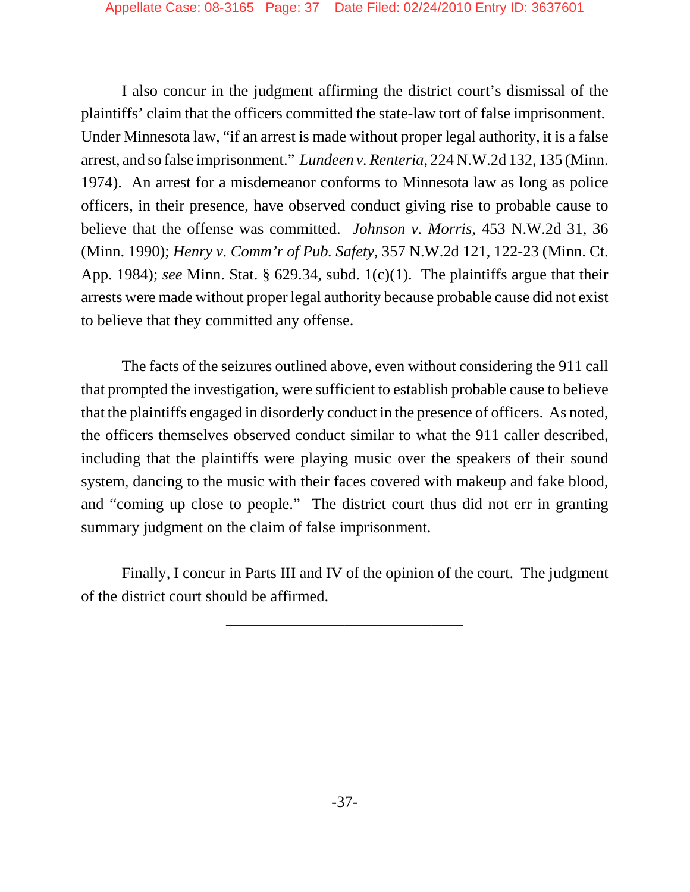I also concur in the judgment affirming the district court's dismissal of the plaintiffs' claim that the officers committed the state-law tort of false imprisonment. Under Minnesota law, "if an arrest is made without proper legal authority, it is a false arrest, and so false imprisonment." *Lundeen v. Renteria*, 224 N.W.2d 132, 135 (Minn. 1974). An arrest for a misdemeanor conforms to Minnesota law as long as police officers, in their presence, have observed conduct giving rise to probable cause to believe that the offense was committed. *Johnson v. Morris*, 453 N.W.2d 31, 36 (Minn. 1990); *Henry v. Comm'r of Pub. Safety*, 357 N.W.2d 121, 122-23 (Minn. Ct. App. 1984); *see* Minn. Stat. § 629.34, subd. 1(c)(1). The plaintiffs argue that their arrests were made without proper legal authority because probable cause did not exist to believe that they committed any offense.

The facts of the seizures outlined above, even without considering the 911 call that prompted the investigation, were sufficient to establish probable cause to believe that the plaintiffs engaged in disorderly conduct in the presence of officers. As noted, the officers themselves observed conduct similar to what the 911 caller described, including that the plaintiffs were playing music over the speakers of their sound system, dancing to the music with their faces covered with makeup and fake blood, and "coming up close to people." The district court thus did not err in granting summary judgment on the claim of false imprisonment.

Finally, I concur in Parts III and IV of the opinion of the court. The judgment of the district court should be affirmed.

______________________________